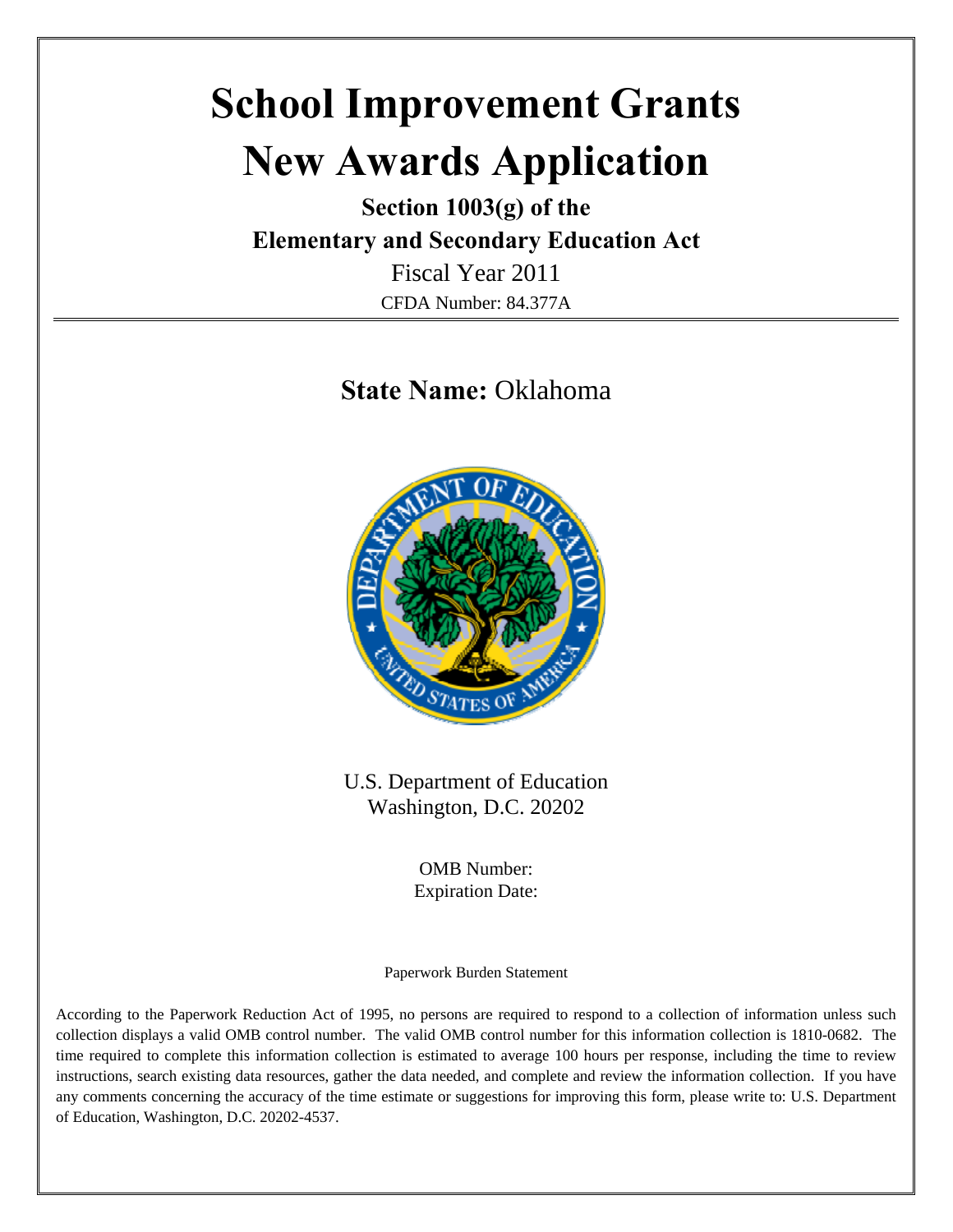# School Improvement Grants New Awards Application

**Section 1003(g) of the Elementary and Secondary Education Act**

Fiscal Year 2011

CFDA Number: 84.377A

---

## **State Name:** Oklahoma

U.S. Department of Education
Washington, D.C. 20202

OMB Number:
Expiration Date:

Paperwork Burden Statement

According to the Paperwork Reduction Act of 1995, no persons are required to respond to a collection of information unless such collection displays a valid OMB control number. The valid OMB control number for this information collection is 1810-0682. The time required to complete this information collection is estimated to average 100 hours per response, including the time to review instructions, search existing data resources, gather the data needed, and complete and review the information collection. If you have any comments concerning the accuracy of the time estimate or suggestions for improving this form, please write to: U.S. Department of Education, Washington, D.C. 20202-4537.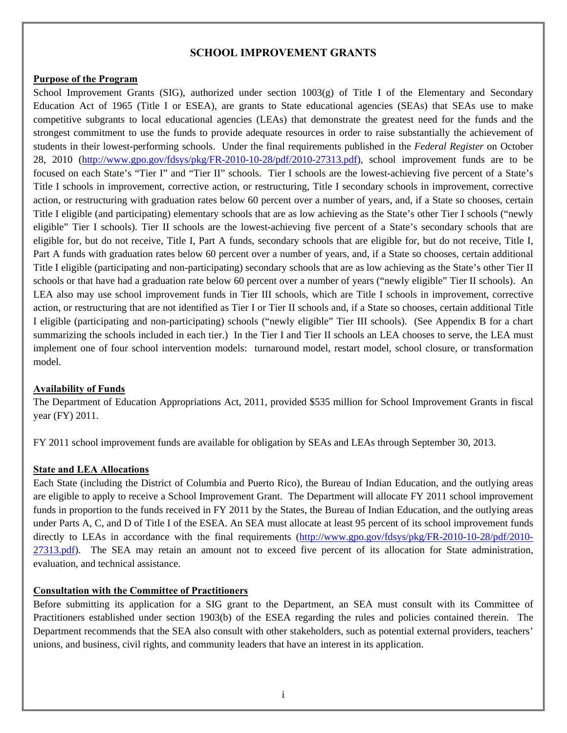## SCHOOL IMPROVEMENT GRANTS

**Purpose of the Program**

School Improvement Grants (SIG), authorized under section 1003(g) of Title I of the Elementary and Secondary Education Act of 1965 (Title I or ESEA), are grants to State educational agencies (SEAs) that SEAs use to make competitive subgrants to local educational agencies (LEAs) that demonstrate the greatest need for the funds and the strongest commitment to use the funds to provide adequate resources in order to raise substantially the achievement of students in their lowest-performing schools. Under the final requirements published in the *Federal Register* on October 28, 2010 (http://www.gpo.gov/fdsys/pkg/FR-2010-10-28/pdf/2010-27313.pdf), school improvement funds are to be focused on each State's "Tier I" and "Tier II" schools. Tier I schools are the lowest-achieving five percent of a State's Title I schools in improvement, corrective action, or restructuring, Title I secondary schools in improvement, corrective action, or restructuring with graduation rates below 60 percent over a number of years, and, if a State so chooses, certain Title I eligible (and participating) elementary schools that are as low achieving as the State's other Tier I schools ("newly eligible" Tier I schools). Tier II schools are the lowest-achieving five percent of a State's secondary schools that are eligible for, but do not receive, Title I, Part A funds, secondary schools that are eligible for, but do not receive, Title I, Part A funds with graduation rates below 60 percent over a number of years, and, if a State so chooses, certain additional Title I eligible (participating and non-participating) secondary schools that are as low achieving as the State's other Tier II schools or that have had a graduation rate below 60 percent over a number of years ("newly eligible" Tier II schools). An LEA also may use school improvement funds in Tier III schools, which are Title I schools in improvement, corrective action, or restructuring that are not identified as Tier I or Tier II schools and, if a State so chooses, certain additional Title I eligible (participating and non-participating) schools ("newly eligible" Tier III schools). (See Appendix B for a chart summarizing the schools included in each tier.) In the Tier I and Tier II schools an LEA chooses to serve, the LEA must implement one of four school intervention models: turnaround model, restart model, school closure, or transformation model.

**Availability of Funds**

The Department of Education Appropriations Act, 2011, provided $535 million for School Improvement Grants in fiscal year (FY) 2011.

FY 2011 school improvement funds are available for obligation by SEAs and LEAs through September 30, 2013.

**State and LEA Allocations**

Each State (including the District of Columbia and Puerto Rico), the Bureau of Indian Education, and the outlying areas are eligible to apply to receive a School Improvement Grant. The Department will allocate FY 2011 school improvement funds in proportion to the funds received in FY 2011 by the States, the Bureau of Indian Education, and the outlying areas under Parts A, C, and D of Title I of the ESEA. An SEA must allocate at least 95 percent of its school improvement funds directly to LEAs in accordance with the final requirements (http://www.gpo.gov/fdsys/pkg/FR-2010-10-28/pdf/2010-27313.pdf). The SEA may retain an amount not to exceed five percent of its allocation for State administration, evaluation, and technical assistance.

**Consultation with the Committee of Practitioners**

Before submitting its application for a SIG grant to the Department, an SEA must consult with its Committee of Practitioners established under section 1903(b) of the ESEA regarding the rules and policies contained therein. The Department recommends that the SEA also consult with other stakeholders, such as potential external providers, teachers' unions, and business, civil rights, and community leaders that have an interest in its application.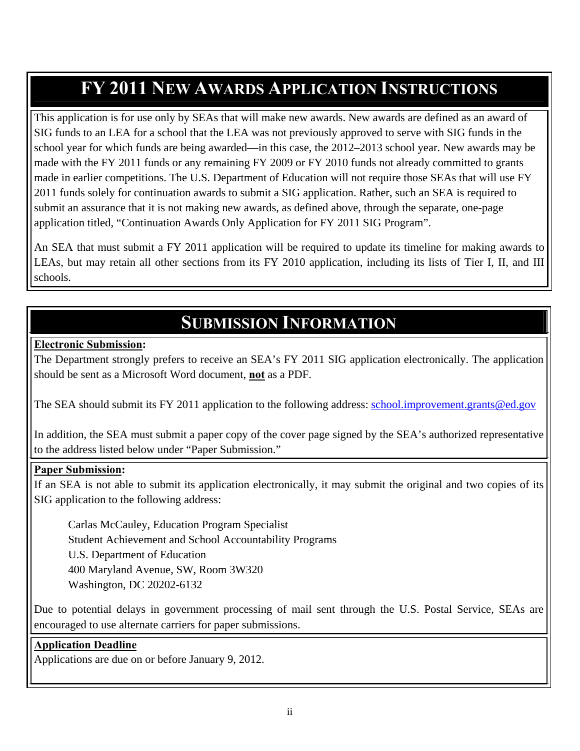# FY 2011 NEW AWARDS APPLICATION INSTRUCTIONS

This application is for use only by SEAs that will make new awards. New awards are defined as an award of SIG funds to an LEA for a school that the LEA was not previously approved to serve with SIG funds in the school year for which funds are being awarded—in this case, the 2012–2013 school year. New awards may be made with the FY 2011 funds or any remaining FY 2009 or FY 2010 funds not already committed to grants made in earlier competitions. The U.S. Department of Education will not require those SEAs that will use FY 2011 funds solely for continuation awards to submit a SIG application. Rather, such an SEA is required to submit an assurance that it is not making new awards, as defined above, through the separate, one-page application titled, "Continuation Awards Only Application for FY 2011 SIG Program".

An SEA that must submit a FY 2011 application will be required to update its timeline for making awards to LEAs, but may retain all other sections from its FY 2010 application, including its lists of Tier I, II, and III schools.

# SUBMISSION INFORMATION

**Electronic Submission:**

The Department strongly prefers to receive an SEA's FY 2011 SIG application electronically. The application should be sent as a Microsoft Word document, **not** as a PDF.

The SEA should submit its FY 2011 application to the following address: school.improvement.grants@ed.gov

In addition, the SEA must submit a paper copy of the cover page signed by the SEA's authorized representative to the address listed below under "Paper Submission."

**Paper Submission:**

If an SEA is not able to submit its application electronically, it may submit the original and two copies of its SIG application to the following address:

Carlas McCauley, Education Program Specialist
Student Achievement and School Accountability Programs
U.S. Department of Education
400 Maryland Avenue, SW, Room 3W320
Washington, DC 20202-6132

Due to potential delays in government processing of mail sent through the U.S. Postal Service, SEAs are encouraged to use alternate carriers for paper submissions.

**Application Deadline**

Applications are due on or before January 9, 2012.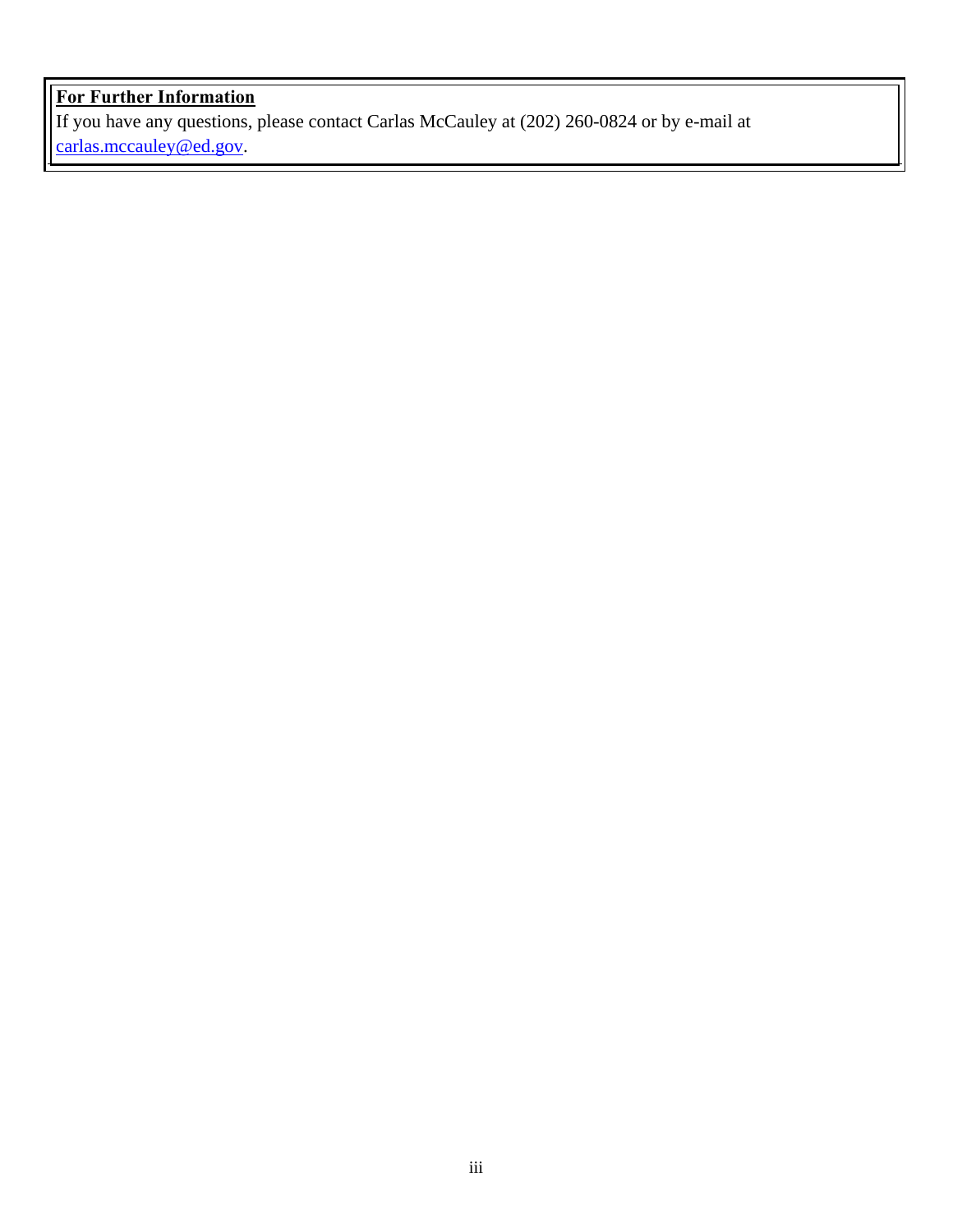**For Further Information**

If you have any questions, please contact Carlas McCauley at (202) 260-0824 or by e-mail at carlas.mccauley@ed.gov.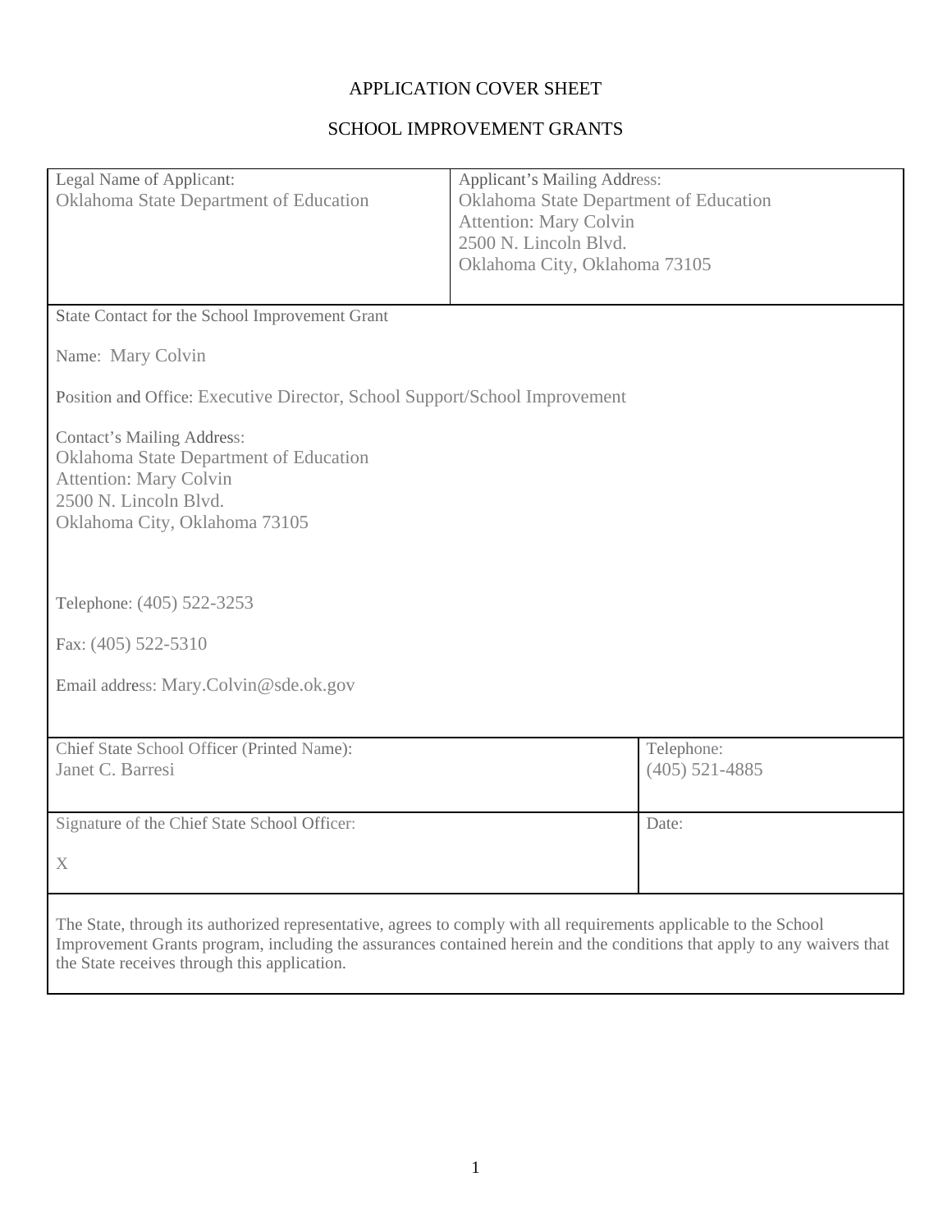# APPLICATION COVER SHEET

## SCHOOL IMPROVEMENT GRANTS

| Legal Name of Applicant:<br>Oklahoma State Department of Education | Applicant's Mailing Address:<br>Oklahoma State Department of Education<br>Attention: Mary Colvin<br>2500 N. Lincoln Blvd.<br>Oklahoma City, Oklahoma 73105 |
|---|---|
| State Contact for the School Improvement Grant<br><br>Name: Mary Colvin<br><br>Position and Office: Executive Director, School Support/School Improvement<br><br>Contact's Mailing Address:<br>Oklahoma State Department of Education<br>Attention: Mary Colvin<br>2500 N. Lincoln Blvd.<br>Oklahoma City, Oklahoma 73105<br><br>Telephone: (405) 522-3253<br><br>Fax: (405) 522-5310<br><br>Email address: Mary.Colvin@sde.ok.gov | |
| Chief State School Officer (Printed Name):<br>Janet C. Barresi | Telephone:<br>(405) 521-4885 |
| Signature of the Chief State School Officer:<br><br>X | Date: |
| The State, through its authorized representative, agrees to comply with all requirements applicable to the School Improvement Grants program, including the assurances contained herein and the conditions that apply to any waivers that the State receives through this application. | |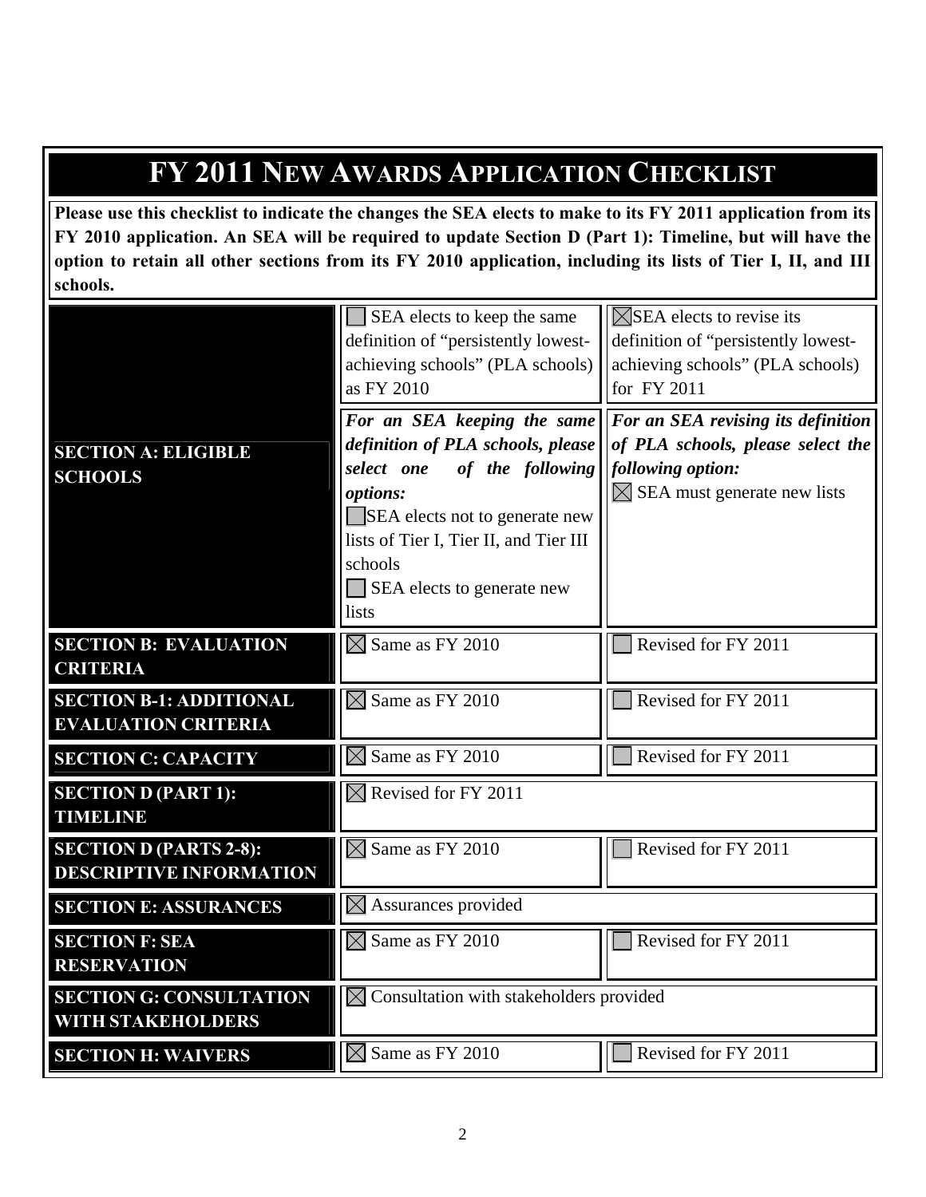# FY 2011 NEW AWARDS APPLICATION CHECKLIST

**Please use this checklist to indicate the changes the SEA elects to make to its FY 2011 application from its FY 2010 application. An SEA will be required to update Section D (Part 1): Timeline, but will have the option to retain all other sections from its FY 2010 application, including its lists of Tier I, II, and III schools.**

| | | |
|---|---|---|
| **SECTION A: ELIGIBLE SCHOOLS** | ☐ SEA elects to keep the same definition of "persistently lowest-achieving schools" (PLA schools) as FY 2010<br><br>***For an SEA keeping the same definition of PLA schools, please select one of the following options:***<br>☐ SEA elects not to generate new lists of Tier I, Tier II, and Tier III schools<br>☐ SEA elects to generate new lists | ☒ SEA elects to revise its definition of "persistently lowest-achieving schools" (PLA schools) for FY 2011<br><br>***For an SEA revising its definition of PLA schools, please select the following option:***<br>☒ SEA must generate new lists |
| **SECTION B: EVALUATION CRITERIA** | ☒ Same as FY 2010 | ☐ Revised for FY 2011 |
| **SECTION B-1: ADDITIONAL EVALUATION CRITERIA** | ☒ Same as FY 2010 | ☐ Revised for FY 2011 |
| **SECTION C: CAPACITY** | ☒ Same as FY 2010 | ☐ Revised for FY 2011 |
| **SECTION D (PART 1): TIMELINE** | ☒ Revised for FY 2011 | |
| **SECTION D (PARTS 2-8): DESCRIPTIVE INFORMATION** | ☒ Same as FY 2010 | ☐ Revised for FY 2011 |
| **SECTION E: ASSURANCES** | ☒ Assurances provided | |
| **SECTION F: SEA RESERVATION** | ☒ Same as FY 2010 | ☐ Revised for FY 2011 |
| **SECTION G: CONSULTATION WITH STAKEHOLDERS** | ☒ Consultation with stakeholders provided | |
| **SECTION H: WAIVERS** | ☒ Same as FY 2010 | ☐ Revised for FY 2011 |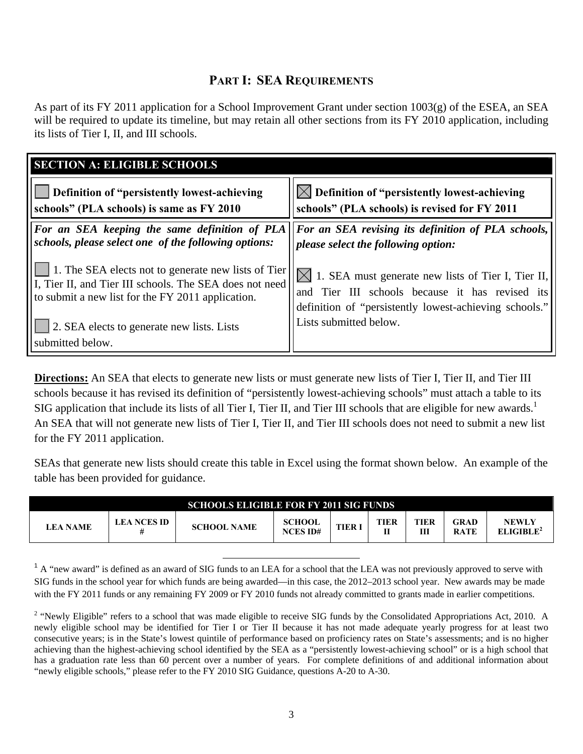## PART I: SEA REQUIREMENTS

As part of its FY 2011 application for a School Improvement Grant under section 1003(g) of the ESEA, an SEA will be required to update its timeline, but may retain all other sections from its FY 2010 application, including its lists of Tier I, II, and III schools.

| SECTION A: ELIGIBLE SCHOOLS | |
|---|---|
| ☐ **Definition of "persistently lowest-achieving schools" (PLA schools) is same as FY 2010** | ☒ **Definition of "persistently lowest-achieving schools" (PLA schools) is revised for FY 2011** |
| ***For an SEA keeping the same definition of PLA schools, please select one of the following options:*** <br><br> ☐ 1. The SEA elects not to generate new lists of Tier I, Tier II, and Tier III schools. The SEA does not need to submit a new list for the FY 2011 application. <br><br> ☐ 2. SEA elects to generate new lists. Lists submitted below. | ***For an SEA revising its definition of PLA schools, please select the following option:*** <br><br> ☒ 1. SEA must generate new lists of Tier I, Tier II, and Tier III schools because it has revised its definition of "persistently lowest-achieving schools." Lists submitted below. |

**Directions:** An SEA that elects to generate new lists or must generate new lists of Tier I, Tier II, and Tier III schools because it has revised its definition of "persistently lowest-achieving schools" must attach a table to its SIG application that include its lists of all Tier I, Tier II, and Tier III schools that are eligible for new awards.[1] An SEA that will not generate new lists of Tier I, Tier II, and Tier III schools does not need to submit a new list for the FY 2011 application.

SEAs that generate new lists should create this table in Excel using the format shown below. An example of the table has been provided for guidance.

| SCHOOLS ELIGIBLE FOR FY 2011 SIG FUNDS | | | | | | | | |
|---|---|---|---|---|---|---|---|---|
| LEA NAME | LEA NCES ID # | SCHOOL NAME | SCHOOL NCES ID# | TIER I | TIER II | TIER III | GRAD RATE | NEWLY ELIGIBLE[2] |

[1] A "new award" is defined as an award of SIG funds to an LEA for a school that the LEA was not previously approved to serve with SIG funds in the school year for which funds are being awarded—in this case, the 2012–2013 school year. New awards may be made with the FY 2011 funds or any remaining FY 2009 or FY 2010 funds not already committed to grants made in earlier competitions.

[2] "Newly Eligible" refers to a school that was made eligible to receive SIG funds by the Consolidated Appropriations Act, 2010. A newly eligible school may be identified for Tier I or Tier II because it has not made adequate yearly progress for at least two consecutive years; is in the State's lowest quintile of performance based on proficiency rates on State's assessments; and is no higher achieving than the highest-achieving school identified by the SEA as a "persistently lowest-achieving school" or is a high school that has a graduation rate less than 60 percent over a number of years. For complete definitions of and additional information about "newly eligible schools," please refer to the FY 2010 SIG Guidance, questions A-20 to A-30.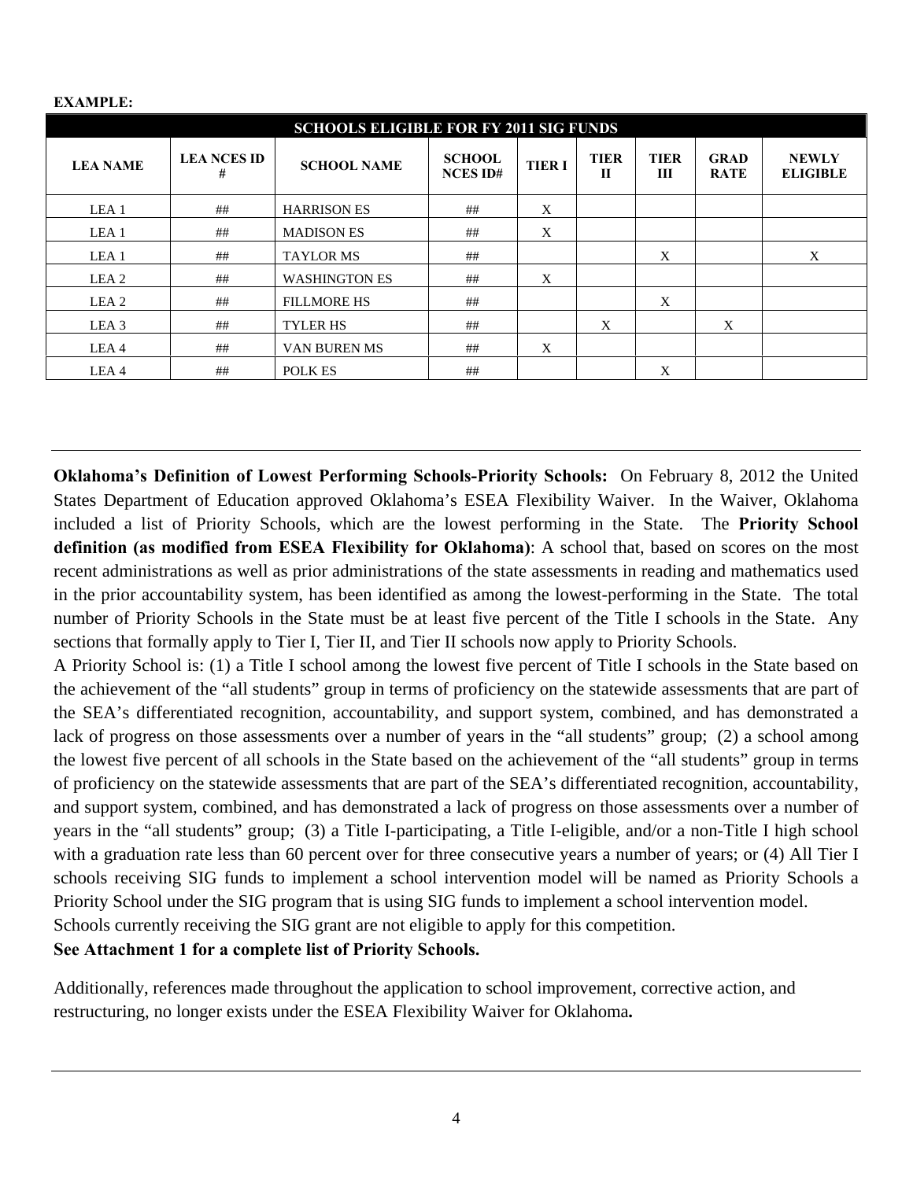**EXAMPLE:**

| SCHOOLS ELIGIBLE FOR FY 2011 SIG FUNDS | | | | | | | | |
|---|---|---|---|---|---|---|---|---|
| **LEA NAME** | **LEA NCES ID #** | **SCHOOL NAME** | **SCHOOL NCES ID#** | **TIER I** | **TIER II** | **TIER III** | **GRAD RATE** | **NEWLY ELIGIBLE** |
| LEA 1 | ## | HARRISON ES | ## | X | | | | |
| LEA 1 | ## | MADISON ES | ## | X | | | | |
| LEA 1 | ## | TAYLOR MS | ## | | | X | | X |
| LEA 2 | ## | WASHINGTON ES | ## | X | | | | |
| LEA 2 | ## | FILLMORE HS | ## | | | X | | |
| LEA 3 | ## | TYLER HS | ## | | X | | X | |
| LEA 4 | ## | VAN BUREN MS | ## | X | | | | |
| LEA 4 | ## | POLK ES | ## | | | X | | |

---

**Oklahoma's Definition of Lowest Performing Schools-Priority Schools:** On February 8, 2012 the United States Department of Education approved Oklahoma's ESEA Flexibility Waiver. In the Waiver, Oklahoma included a list of Priority Schools, which are the lowest performing in the State. The **Priority School definition (as modified from ESEA Flexibility for Oklahoma)**: A school that, based on scores on the most recent administrations as well as prior administrations of the state assessments in reading and mathematics used in the prior accountability system, has been identified as among the lowest-performing in the State. The total number of Priority Schools in the State must be at least five percent of the Title I schools in the State. Any sections that formally apply to Tier I, Tier II, and Tier II schools now apply to Priority Schools.

A Priority School is: (1) a Title I school among the lowest five percent of Title I schools in the State based on the achievement of the "all students" group in terms of proficiency on the statewide assessments that are part of the SEA's differentiated recognition, accountability, and support system, combined, and has demonstrated a lack of progress on those assessments over a number of years in the "all students" group; (2) a school among the lowest five percent of all schools in the State based on the achievement of the "all students" group in terms of proficiency on the statewide assessments that are part of the SEA's differentiated recognition, accountability, and support system, combined, and has demonstrated a lack of progress on those assessments over a number of years in the "all students" group; (3) a Title I-participating, a Title I-eligible, and/or a non-Title I high school with a graduation rate less than 60 percent over for three consecutive years a number of years; or (4) All Tier I schools receiving SIG funds to implement a school intervention model will be named as Priority Schools a Priority School under the SIG program that is using SIG funds to implement a school intervention model.

Schools currently receiving the SIG grant are not eligible to apply for this competition.

**See Attachment 1 for a complete list of Priority Schools.**

Additionally, references made throughout the application to school improvement, corrective action, and restructuring, no longer exists under the ESEA Flexibility Waiver for Oklahoma**.**

---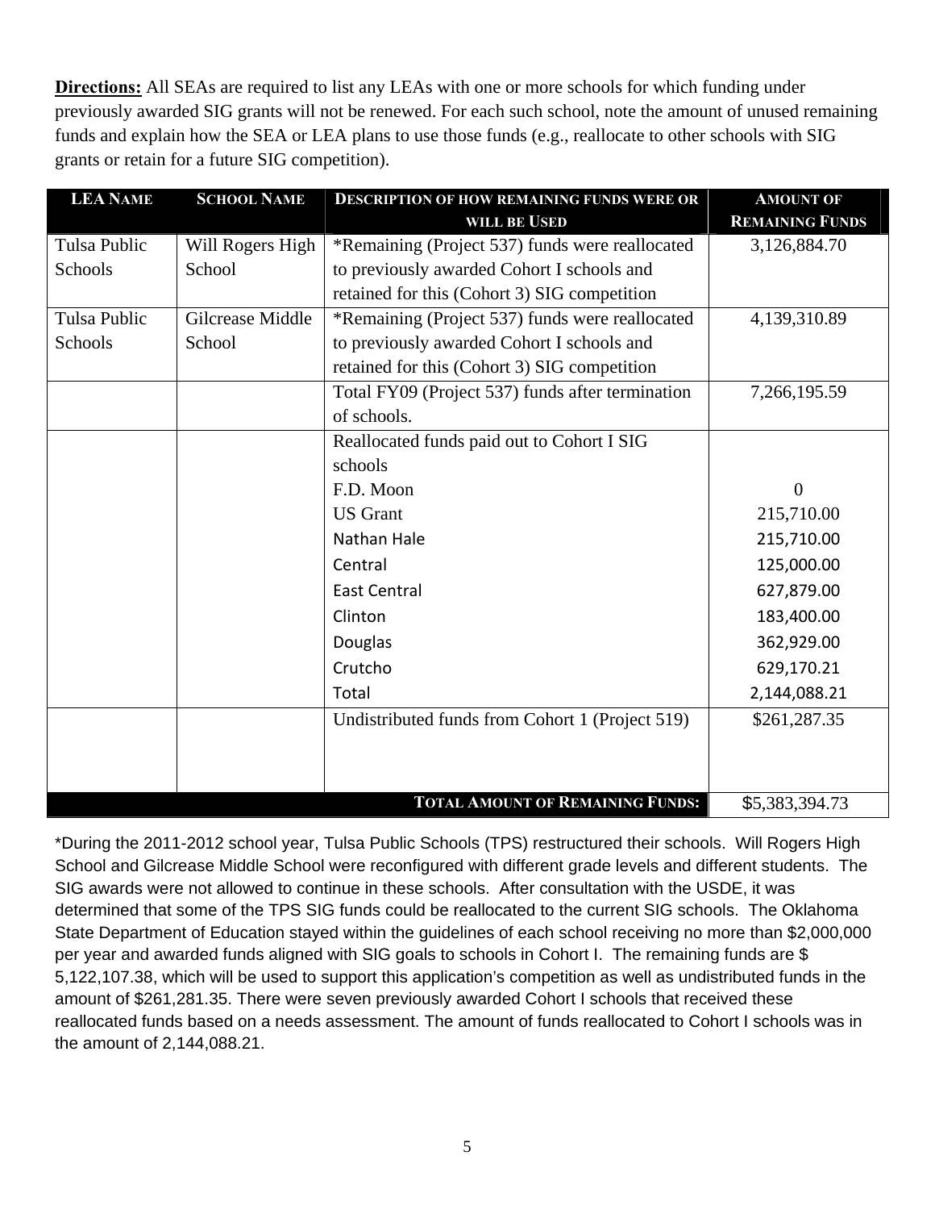**Directions:** All SEAs are required to list any LEAs with one or more schools for which funding under previously awarded SIG grants will not be renewed. For each such school, note the amount of unused remaining funds and explain how the SEA or LEA plans to use those funds (e.g., reallocate to other schools with SIG grants or retain for a future SIG competition).

| LEA Name | School Name | Description of how remaining funds were or will be used | Amount of Remaining Funds |
|---|---|---|---|
| Tulsa Public Schools | Will Rogers High School | *Remaining (Project 537) funds were reallocated to previously awarded Cohort I schools and retained for this (Cohort 3) SIG competition | 3,126,884.70 |
| Tulsa Public Schools | Gilcrease Middle School | *Remaining (Project 537) funds were reallocated to previously awarded Cohort I schools and retained for this (Cohort 3) SIG competition | 4,139,310.89 |
| | | Total FY09 (Project 537) funds after termination of schools. | 7,266,195.59 |
| | | Reallocated funds paid out to Cohort I SIG schools | |
| | | F.D. Moon | 0 |
| | | US Grant | 215,710.00 |
| | | Nathan Hale | 215,710.00 |
| | | Central | 125,000.00 |
| | | East Central | 627,879.00 |
| | | Clinton | 183,400.00 |
| | | Douglas | 362,929.00 |
| | | Crutcho | 629,170.21 |
| | | Total | 2,144,088.21 |
| | | Undistributed funds from Cohort 1 (Project 519) | $261,287.35 |
| | | **Total Amount of Remaining Funds:** | $5,383,394.73 |

*During the 2011-2012 school year, Tulsa Public Schools (TPS) restructured their schools. Will Rogers High School and Gilcrease Middle School were reconfigured with different grade levels and different students. The SIG awards were not allowed to continue in these schools. After consultation with the USDE, it was determined that some of the TPS SIG funds could be reallocated to the current SIG schools. The Oklahoma State Department of Education stayed within the guidelines of each school receiving no more than $2,000,000 per year and awarded funds aligned with SIG goals to schools in Cohort I. The remaining funds are $ 5,122,107.38, which will be used to support this application's competition as well as undistributed funds in the amount of $261,281.35. There were seven previously awarded Cohort I schools that received these reallocated funds based on a needs assessment. The amount of funds reallocated to Cohort I schools was in the amount of 2,144,088.21.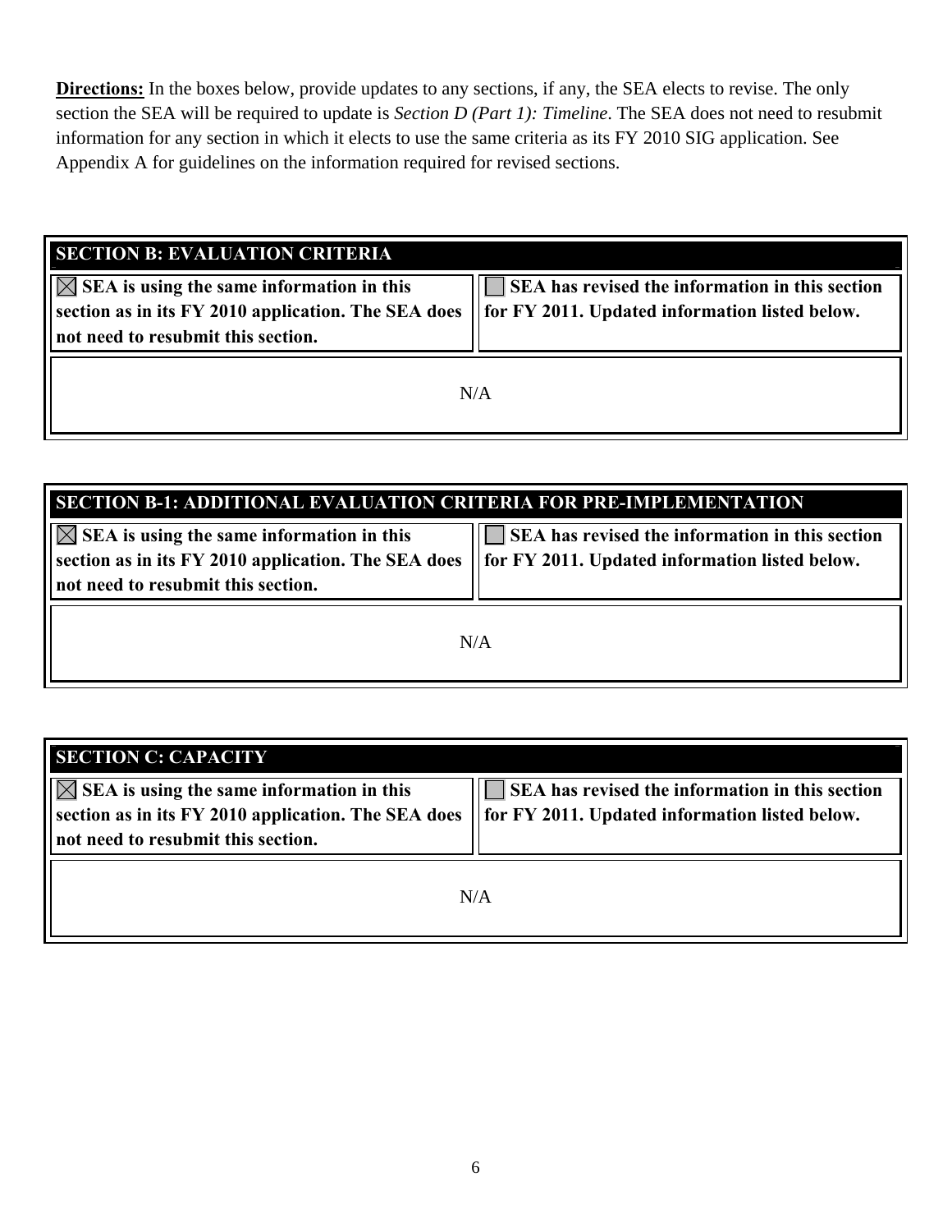**Directions:** In the boxes below, provide updates to any sections, if any, the SEA elects to revise. The only section the SEA will be required to update is *Section D (Part 1): Timeline*. The SEA does not need to resubmit information for any section in which it elects to use the same criteria as its FY 2010 SIG application. See Appendix A for guidelines on the information required for revised sections.

| SECTION B: EVALUATION CRITERIA | |
|---|---|
| ☒ **SEA is using the same information in this section as in its FY 2010 application. The SEA does not need to resubmit this section.** | ☐ **SEA has revised the information in this section for FY 2011. Updated information listed below.** |
| N/A | |

| SECTION B-1: ADDITIONAL EVALUATION CRITERIA FOR PRE-IMPLEMENTATION | |
|---|---|
| ☒ **SEA is using the same information in this section as in its FY 2010 application. The SEA does not need to resubmit this section.** | ☐ **SEA has revised the information in this section for FY 2011. Updated information listed below.** |
| N/A | |

| SECTION C: CAPACITY | |
|---|---|
| ☒ **SEA is using the same information in this section as in its FY 2010 application. The SEA does not need to resubmit this section.** | ☐ **SEA has revised the information in this section for FY 2011. Updated information listed below.** |
| N/A | |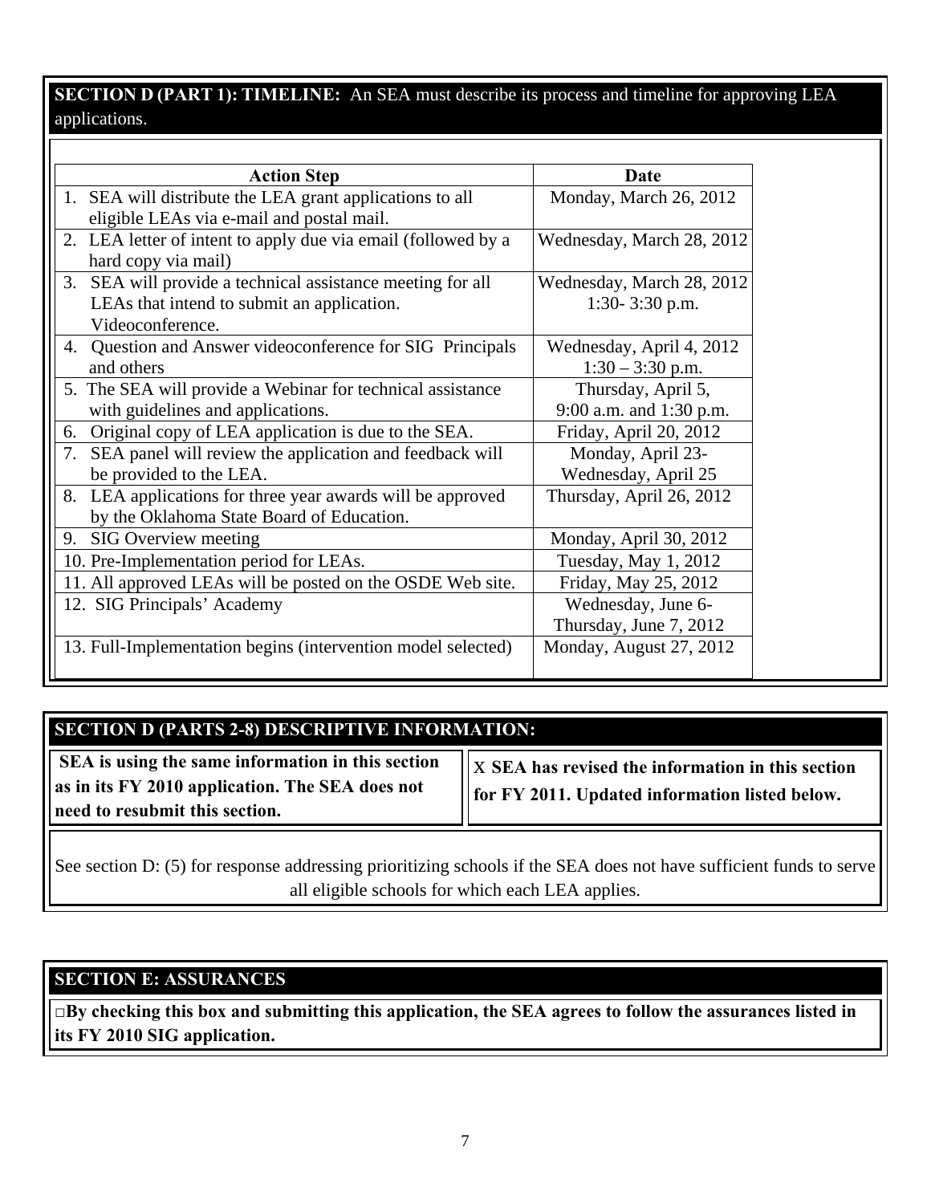**SECTION D (PART 1): TIMELINE:** An SEA must describe its process and timeline for approving LEA applications.

| Action Step | Date |
|---|---|
| 1. SEA will distribute the LEA grant applications to all eligible LEAs via e-mail and postal mail. | Monday, March 26, 2012 |
| 2. LEA letter of intent to apply due via email (followed by a hard copy via mail) | Wednesday, March 28, 2012 |
| 3. SEA will provide a technical assistance meeting for all LEAs that intend to submit an application. Videoconference. | Wednesday, March 28, 2012 1:30- 3:30 p.m. |
| 4. Question and Answer videoconference for SIG Principals and others | Wednesday, April 4, 2012 1:30 – 3:30 p.m. |
| 5. The SEA will provide a Webinar for technical assistance with guidelines and applications. | Thursday, April 5, 9:00 a.m. and 1:30 p.m. |
| 6. Original copy of LEA application is due to the SEA. | Friday, April 20, 2012 |
| 7. SEA panel will review the application and feedback will be provided to the LEA. | Monday, April 23- Wednesday, April 25 |
| 8. LEA applications for three year awards will be approved by the Oklahoma State Board of Education. | Thursday, April 26, 2012 |
| 9. SIG Overview meeting | Monday, April 30, 2012 |
| 10. Pre-Implementation period for LEAs. | Tuesday, May 1, 2012 |
| 11. All approved LEAs will be posted on the OSDE Web site. | Friday, May 25, 2012 |
| 12. SIG Principals' Academy | Wednesday, June 6- Thursday, June 7, 2012 |
| 13. Full-Implementation begins (intervention model selected) | Monday, August 27, 2012 |

**SECTION D (PARTS 2-8) DESCRIPTIVE INFORMATION:**

| **SEA is using the same information in this section as in its FY 2010 application. The SEA does not need to resubmit this section.** | X **SEA has revised the information in this section for FY 2011. Updated information listed below.** |
|---|---|

See section D: (5) for response addressing prioritizing schools if the SEA does not have sufficient funds to serve all eligible schools for which each LEA applies.

**SECTION E: ASSURANCES**

□**By checking this box and submitting this application, the SEA agrees to follow the assurances listed in its FY 2010 SIG application.**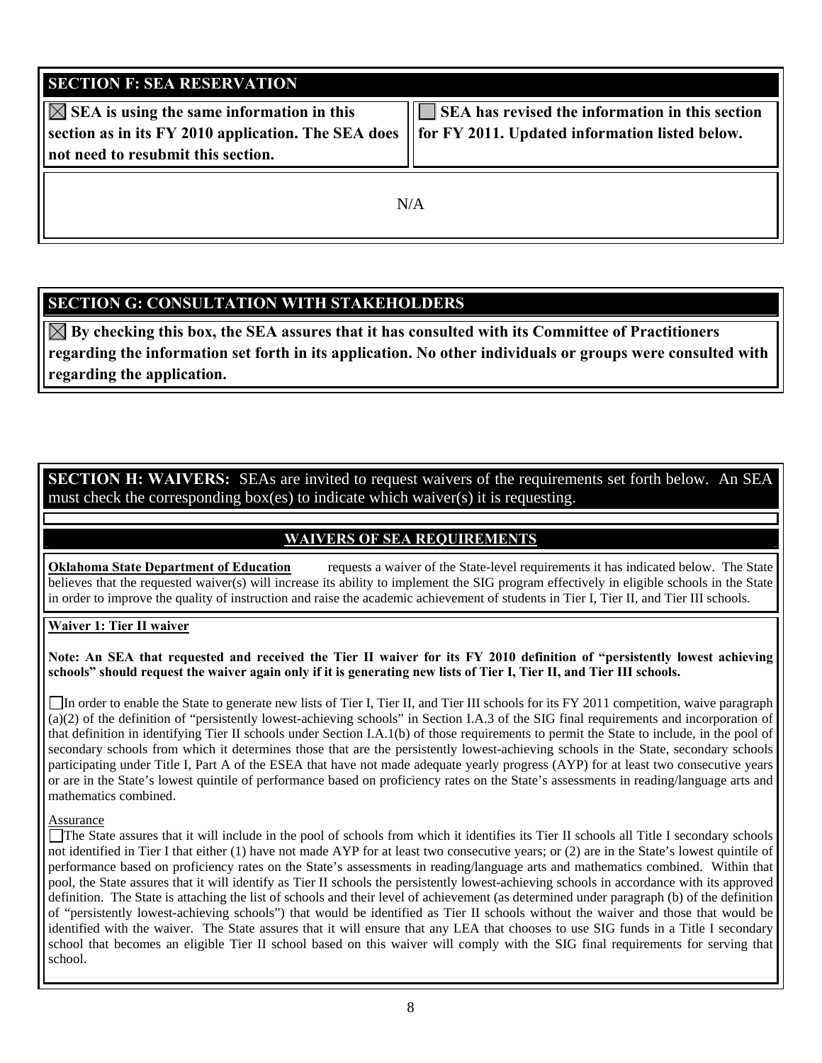## SECTION F: SEA RESERVATION

| ☒ **SEA is using the same information in this section as in its FY 2010 application. The SEA does not need to resubmit this section.** | ☐ **SEA has revised the information in this section for FY 2011. Updated information listed below.** |
|---|---|

N/A

## SECTION G: CONSULTATION WITH STAKEHOLDERS

☒ **By checking this box, the SEA assures that it has consulted with its Committee of Practitioners regarding the information set forth in its application. No other individuals or groups were consulted with regarding the application.**

## SECTION H: WAIVERS: SEAs are invited to request waivers of the requirements set forth below. An SEA must check the corresponding box(es) to indicate which waiver(s) it is requesting.

### WAIVERS OF SEA REQUIREMENTS

**Oklahoma State Department of Education** requests a waiver of the State-level requirements it has indicated below. The State believes that the requested waiver(s) will increase its ability to implement the SIG program effectively in eligible schools in the State in order to improve the quality of instruction and raise the academic achievement of students in Tier I, Tier II, and Tier III schools.

**Waiver 1: Tier II waiver**

**Note: An SEA that requested and received the Tier II waiver for its FY 2010 definition of "persistently lowest achieving schools" should request the waiver again only if it is generating new lists of Tier I, Tier II, and Tier III schools.**

☐ In order to enable the State to generate new lists of Tier I, Tier II, and Tier III schools for its FY 2011 competition, waive paragraph (a)(2) of the definition of "persistently lowest-achieving schools" in Section I.A.3 of the SIG final requirements and incorporation of that definition in identifying Tier II schools under Section I.A.1(b) of those requirements to permit the State to include, in the pool of secondary schools from which it determines those that are the persistently lowest-achieving schools in the State, secondary schools participating under Title I, Part A of the ESEA that have not made adequate yearly progress (AYP) for at least two consecutive years or are in the State's lowest quintile of performance based on proficiency rates on the State's assessments in reading/language arts and mathematics combined.

Assurance

☐ The State assures that it will include in the pool of schools from which it identifies its Tier II schools all Title I secondary schools not identified in Tier I that either (1) have not made AYP for at least two consecutive years; or (2) are in the State's lowest quintile of performance based on proficiency rates on the State's assessments in reading/language arts and mathematics combined. Within that pool, the State assures that it will identify as Tier II schools the persistently lowest-achieving schools in accordance with its approved definition. The State is attaching the list of schools and their level of achievement (as determined under paragraph (b) of the definition of "persistently lowest-achieving schools") that would be identified as Tier II schools without the waiver and those that would be identified with the waiver. The State assures that it will ensure that any LEA that chooses to use SIG funds in a Title I secondary school that becomes an eligible Tier II school based on this waiver will comply with the SIG final requirements for serving that school.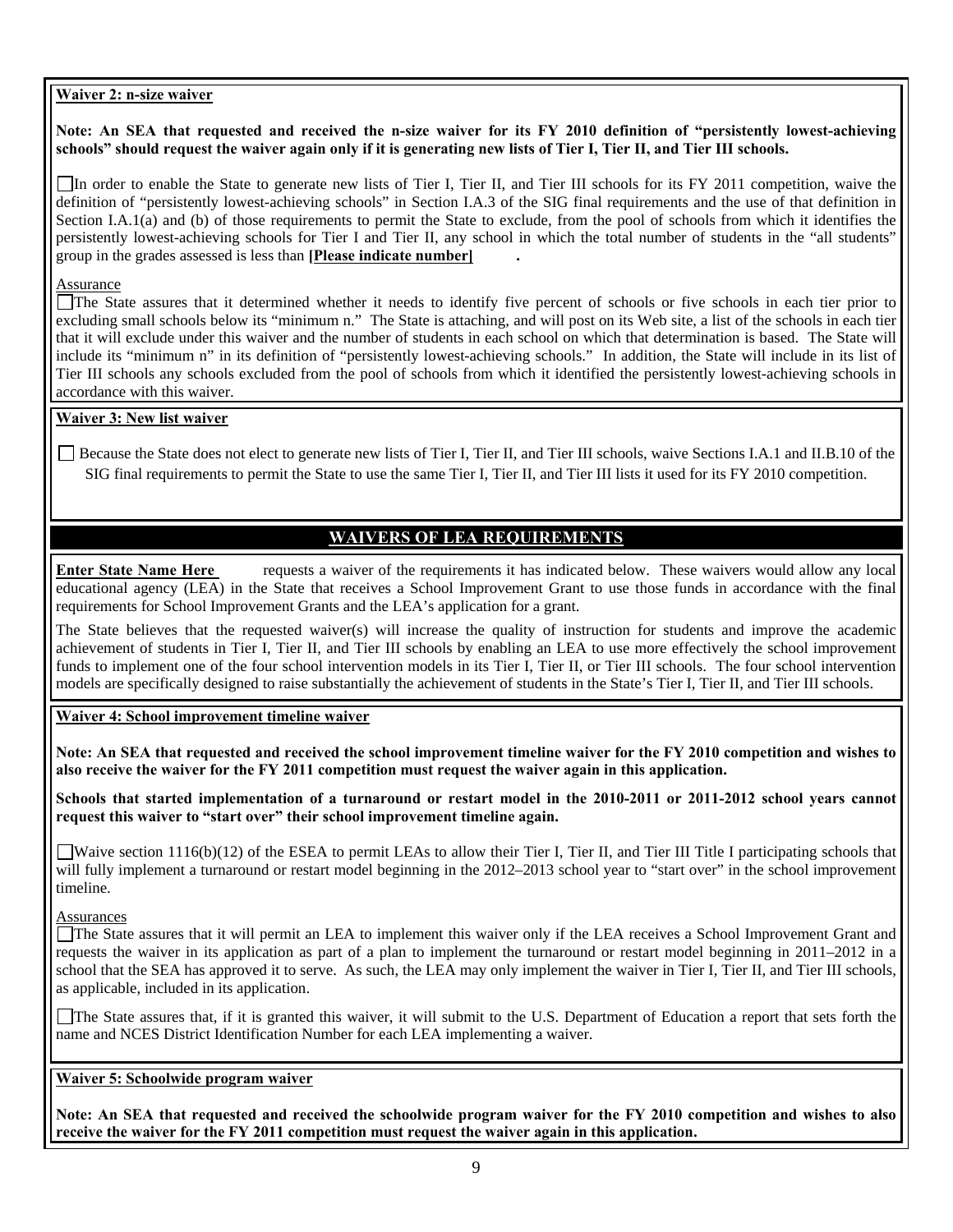**Waiver 2: n-size waiver**

**Note: An SEA that requested and received the n-size waiver for its FY 2010 definition of "persistently lowest-achieving schools" should request the waiver again only if it is generating new lists of Tier I, Tier II, and Tier III schools.**

☐ In order to enable the State to generate new lists of Tier I, Tier II, and Tier III schools for its FY 2011 competition, waive the definition of "persistently lowest-achieving schools" in Section I.A.3 of the SIG final requirements and the use of that definition in Section I.A.1(a) and (b) of those requirements to permit the State to exclude, from the pool of schools from which it identifies the persistently lowest-achieving schools for Tier I and Tier II, any school in which the total number of students in the "all students" group in the grades assessed is less than **[Please indicate number]** .

Assurance

☐ The State assures that it determined whether it needs to identify five percent of schools or five schools in each tier prior to excluding small schools below its "minimum n." The State is attaching, and will post on its Web site, a list of the schools in each tier that it will exclude under this waiver and the number of students in each school on which that determination is based. The State will include its "minimum n" in its definition of "persistently lowest-achieving schools." In addition, the State will include in its list of Tier III schools any schools excluded from the pool of schools from which it identified the persistently lowest-achieving schools in accordance with this waiver.

**Waiver 3: New list waiver**

☐ Because the State does not elect to generate new lists of Tier I, Tier II, and Tier III schools, waive Sections I.A.1 and II.B.10 of the SIG final requirements to permit the State to use the same Tier I, Tier II, and Tier III lists it used for its FY 2010 competition.

## WAIVERS OF LEA REQUIREMENTS

**Enter State Name Here** requests a waiver of the requirements it has indicated below. These waivers would allow any local educational agency (LEA) in the State that receives a School Improvement Grant to use those funds in accordance with the final requirements for School Improvement Grants and the LEA's application for a grant.

The State believes that the requested waiver(s) will increase the quality of instruction for students and improve the academic achievement of students in Tier I, Tier II, and Tier III schools by enabling an LEA to use more effectively the school improvement funds to implement one of the four school intervention models in its Tier I, Tier II, or Tier III schools. The four school intervention models are specifically designed to raise substantially the achievement of students in the State's Tier I, Tier II, and Tier III schools.

**Waiver 4: School improvement timeline waiver**

**Note: An SEA that requested and received the school improvement timeline waiver for the FY 2010 competition and wishes to also receive the waiver for the FY 2011 competition must request the waiver again in this application.**

**Schools that started implementation of a turnaround or restart model in the 2010-2011 or 2011-2012 school years cannot request this waiver to "start over" their school improvement timeline again.**

☐ Waive section 1116(b)(12) of the ESEA to permit LEAs to allow their Tier I, Tier II, and Tier III Title I participating schools that will fully implement a turnaround or restart model beginning in the 2012–2013 school year to "start over" in the school improvement timeline.

Assurances

☐ The State assures that it will permit an LEA to implement this waiver only if the LEA receives a School Improvement Grant and requests the waiver in its application as part of a plan to implement the turnaround or restart model beginning in 2011–2012 in a school that the SEA has approved it to serve. As such, the LEA may only implement the waiver in Tier I, Tier II, and Tier III schools, as applicable, included in its application.

☐ The State assures that, if it is granted this waiver, it will submit to the U.S. Department of Education a report that sets forth the name and NCES District Identification Number for each LEA implementing a waiver.

**Waiver 5: Schoolwide program waiver**

**Note: An SEA that requested and received the schoolwide program waiver for the FY 2010 competition and wishes to also receive the waiver for the FY 2011 competition must request the waiver again in this application.**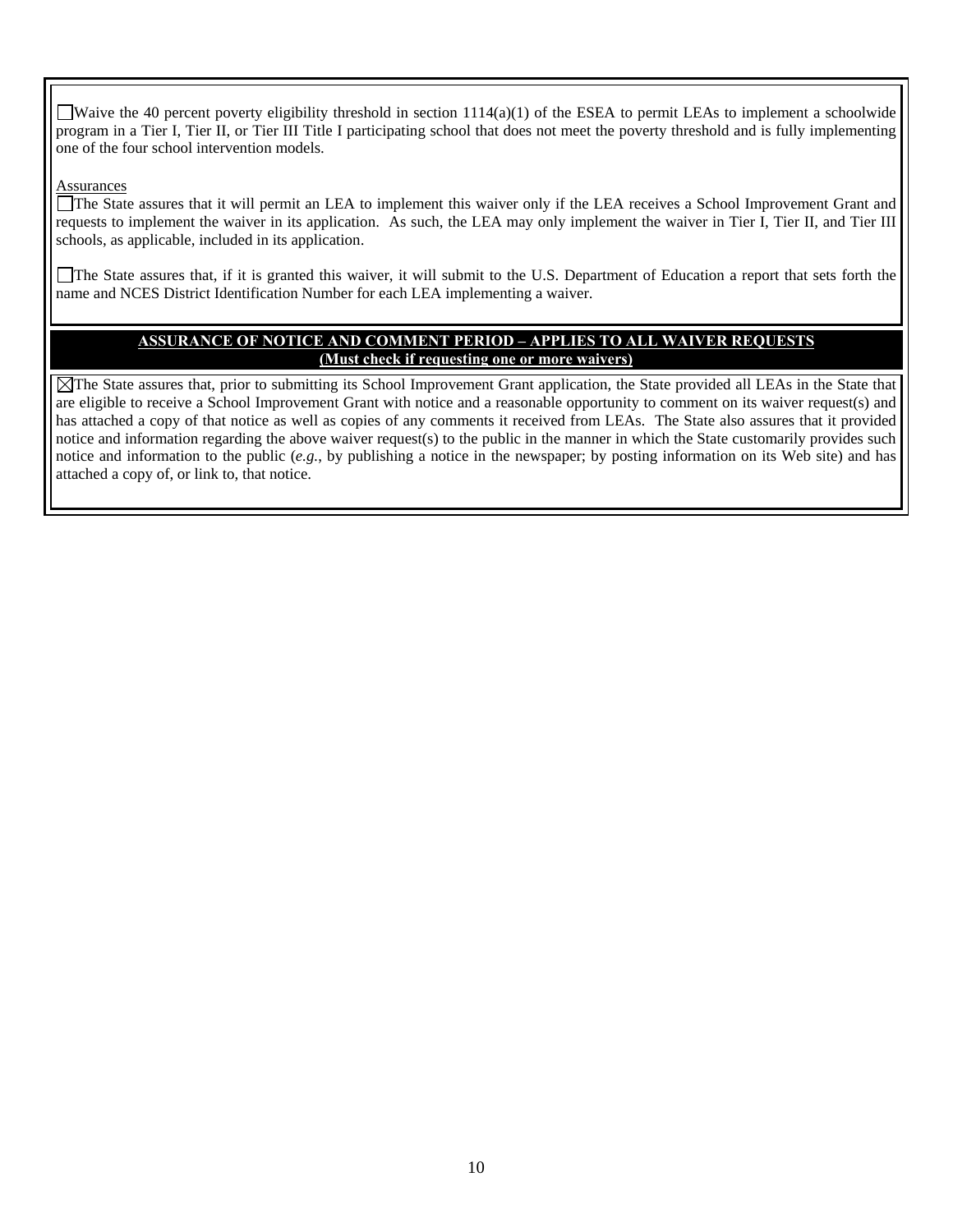☐ Waive the 40 percent poverty eligibility threshold in section 1114(a)(1) of the ESEA to permit LEAs to implement a schoolwide program in a Tier I, Tier II, or Tier III Title I participating school that does not meet the poverty threshold and is fully implementing one of the four school intervention models.

Assurances

☐ The State assures that it will permit an LEA to implement this waiver only if the LEA receives a School Improvement Grant and requests to implement the waiver in its application. As such, the LEA may only implement the waiver in Tier I, Tier II, and Tier III schools, as applicable, included in its application.

☐ The State assures that, if it is granted this waiver, it will submit to the U.S. Department of Education a report that sets forth the name and NCES District Identification Number for each LEA implementing a waiver.

**ASSURANCE OF NOTICE AND COMMENT PERIOD – APPLIES TO ALL WAIVER REQUESTS**
**(Must check if requesting one or more waivers)**

☒ The State assures that, prior to submitting its School Improvement Grant application, the State provided all LEAs in the State that are eligible to receive a School Improvement Grant with notice and a reasonable opportunity to comment on its waiver request(s) and has attached a copy of that notice as well as copies of any comments it received from LEAs. The State also assures that it provided notice and information regarding the above waiver request(s) to the public in the manner in which the State customarily provides such notice and information to the public (*e.g.*, by publishing a notice in the newspaper; by posting information on its Web site) and has attached a copy of, or link to, that notice.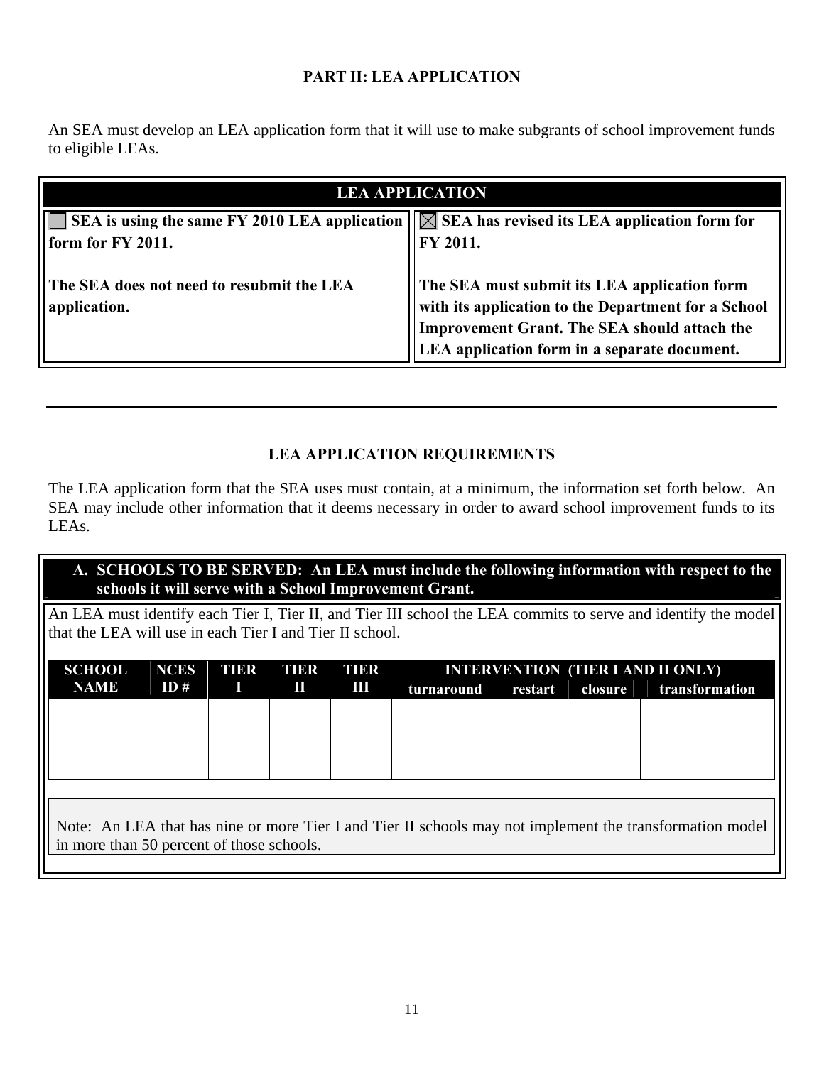# PART II: LEA APPLICATION

An SEA must develop an LEA application form that it will use to make subgrants of school improvement funds to eligible LEAs.

| LEA APPLICATION | |
|---|---|
| ☐ **SEA is using the same FY 2010 LEA application form for FY 2011.**<br><br>**The SEA does not need to resubmit the LEA application.** | ☒ **SEA has revised its LEA application form for FY 2011.**<br><br>**The SEA must submit its LEA application form with its application to the Department for a School Improvement Grant. The SEA should attach the LEA application form in a separate document.** |

---

## LEA APPLICATION REQUIREMENTS

The LEA application form that the SEA uses must contain, at a minimum, the information set forth below. An SEA may include other information that it deems necessary in order to award school improvement funds to its LEAs.

**A. SCHOOLS TO BE SERVED: An LEA must include the following information with respect to the schools it will serve with a School Improvement Grant.**

An LEA must identify each Tier I, Tier II, and Tier III school the LEA commits to serve and identify the model that the LEA will use in each Tier I and Tier II school.

| SCHOOL NAME | NCES ID # | TIER I | TIER II | TIER III | INTERVENTION (TIER I AND II ONLY) | | | |
|---|---|---|---|---|---|---|---|---|
| | | | | | turnaround | restart | closure | transformation |
| | | | | | | | | |
| | | | | | | | | |
| | | | | | | | | |
| | | | | | | | | |

Note: An LEA that has nine or more Tier I and Tier II schools may not implement the transformation model in more than 50 percent of those schools.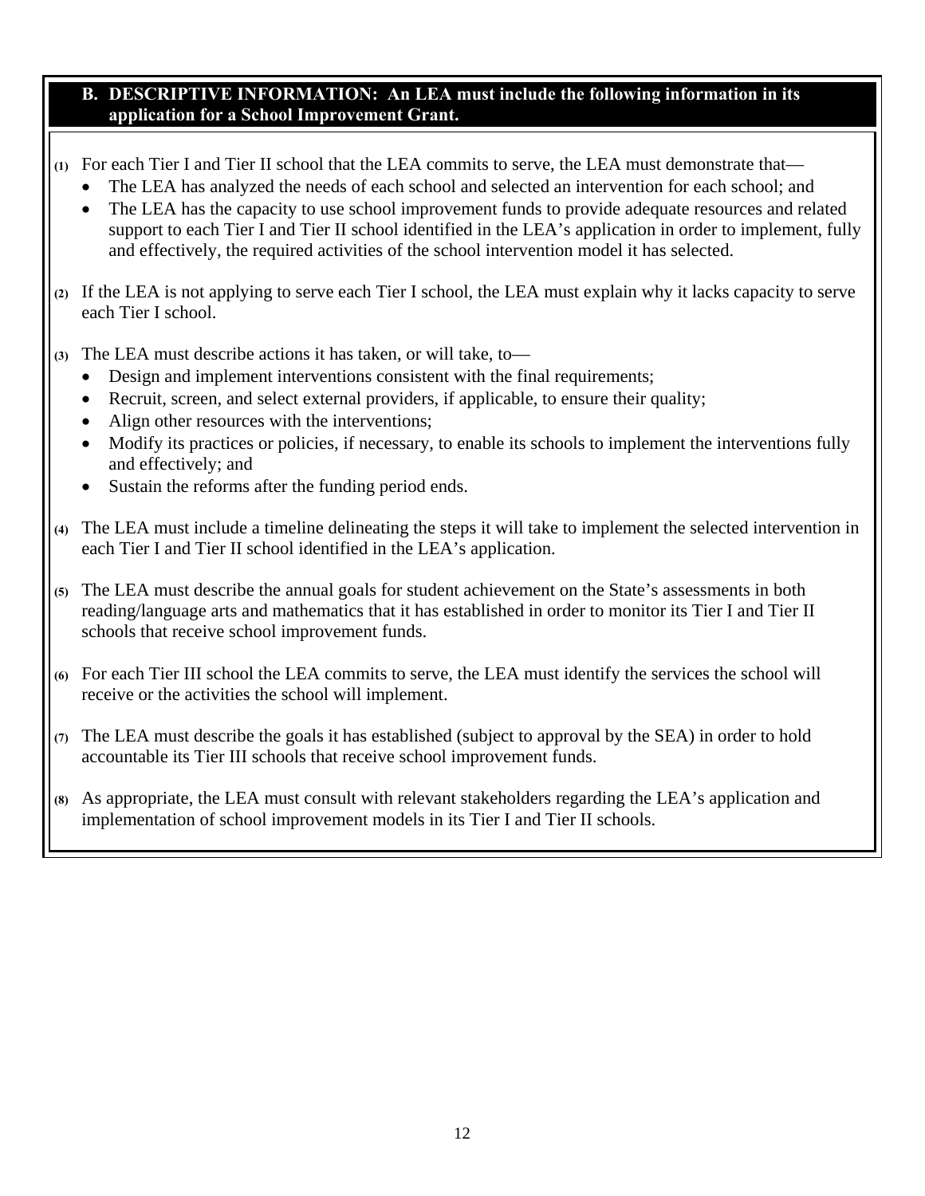## B. DESCRIPTIVE INFORMATION: An LEA must include the following information in its application for a School Improvement Grant.

**(1)** For each Tier I and Tier II school that the LEA commits to serve, the LEA must demonstrate that—

- The LEA has analyzed the needs of each school and selected an intervention for each school; and
- The LEA has the capacity to use school improvement funds to provide adequate resources and related support to each Tier I and Tier II school identified in the LEA's application in order to implement, fully and effectively, the required activities of the school intervention model it has selected.

**(2)** If the LEA is not applying to serve each Tier I school, the LEA must explain why it lacks capacity to serve each Tier I school.

**(3)** The LEA must describe actions it has taken, or will take, to—

- Design and implement interventions consistent with the final requirements;
- Recruit, screen, and select external providers, if applicable, to ensure their quality;
- Align other resources with the interventions;
- Modify its practices or policies, if necessary, to enable its schools to implement the interventions fully and effectively; and
- Sustain the reforms after the funding period ends.

**(4)** The LEA must include a timeline delineating the steps it will take to implement the selected intervention in each Tier I and Tier II school identified in the LEA's application.

**(5)** The LEA must describe the annual goals for student achievement on the State's assessments in both reading/language arts and mathematics that it has established in order to monitor its Tier I and Tier II schools that receive school improvement funds.

**(6)** For each Tier III school the LEA commits to serve, the LEA must identify the services the school will receive or the activities the school will implement.

**(7)** The LEA must describe the goals it has established (subject to approval by the SEA) in order to hold accountable its Tier III schools that receive school improvement funds.

**(8)** As appropriate, the LEA must consult with relevant stakeholders regarding the LEA's application and implementation of school improvement models in its Tier I and Tier II schools.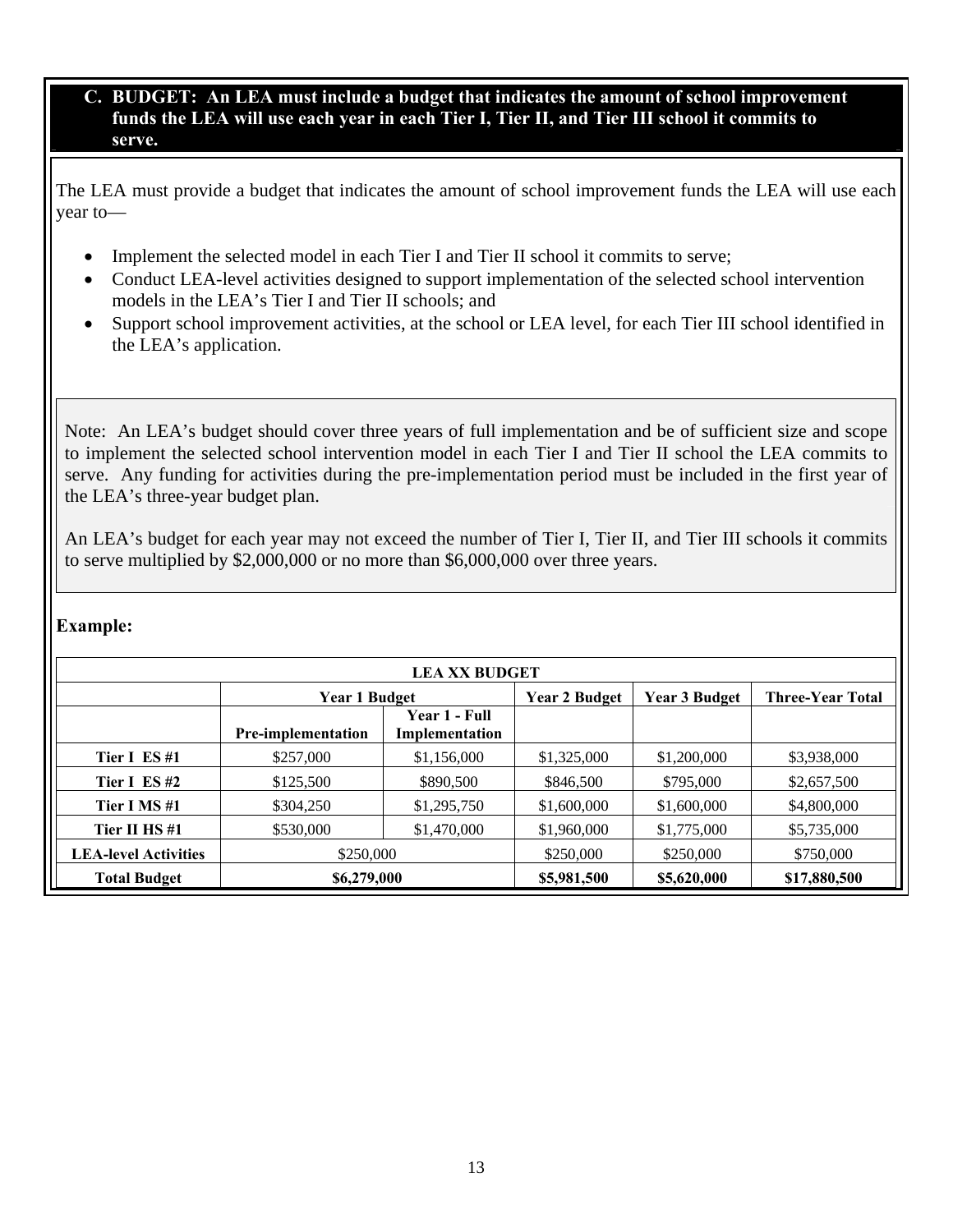## C. BUDGET: An LEA must include a budget that indicates the amount of school improvement funds the LEA will use each year in each Tier I, Tier II, and Tier III school it commits to serve.

The LEA must provide a budget that indicates the amount of school improvement funds the LEA will use each year to—

- Implement the selected model in each Tier I and Tier II school it commits to serve;
- Conduct LEA-level activities designed to support implementation of the selected school intervention models in the LEA's Tier I and Tier II schools; and
- Support school improvement activities, at the school or LEA level, for each Tier III school identified in the LEA's application.

Note: An LEA's budget should cover three years of full implementation and be of sufficient size and scope to implement the selected school intervention model in each Tier I and Tier II school the LEA commits to serve. Any funding for activities during the pre-implementation period must be included in the first year of the LEA's three-year budget plan.

An LEA's budget for each year may not exceed the number of Tier I, Tier II, and Tier III schools it commits to serve multiplied by $2,000,000 or no more than $6,000,000 over three years.

**Example:**

| LEA XX BUDGET | | | | | |
|---|---|---|---|---|---|
| | **Year 1 Budget** | | **Year 2 Budget** | **Year 3 Budget** | **Three-Year Total** |
| | **Pre-implementation** | **Year 1 - Full Implementation** | | | |
| **Tier I ES #1** | $257,000 | $1,156,000 | $1,325,000 | $1,200,000 | $3,938,000 |
| **Tier I ES #2** | $125,500 | $890,500 | $846,500 | $795,000 | $2,657,500 |
| **Tier I MS #1** | $304,250 | $1,295,750 | $1,600,000 | $1,600,000 | $4,800,000 |
| **Tier II HS #1** | $530,000 | $1,470,000 | $1,960,000 | $1,775,000 | $5,735,000 |
| **LEA-level Activities** | $250,000 | | $250,000 | $250,000 | $750,000 |
| **Total Budget** | **$6,279,000** | | **$5,981,500** | **$5,620,000** | **$17,880,500** |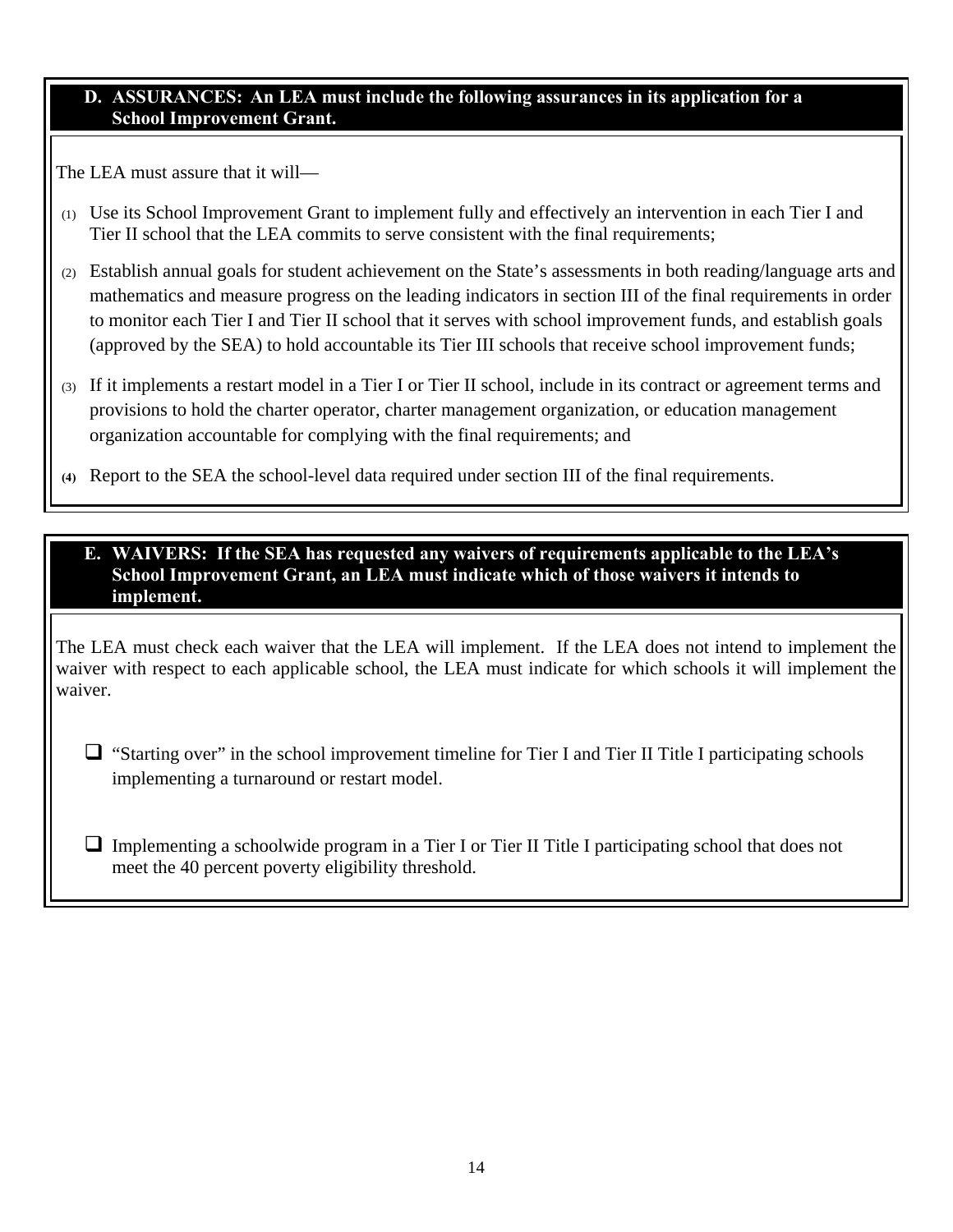## D. ASSURANCES: An LEA must include the following assurances in its application for a School Improvement Grant.

The LEA must assure that it will—

(1) Use its School Improvement Grant to implement fully and effectively an intervention in each Tier I and Tier II school that the LEA commits to serve consistent with the final requirements;

(2) Establish annual goals for student achievement on the State's assessments in both reading/language arts and mathematics and measure progress on the leading indicators in section III of the final requirements in order to monitor each Tier I and Tier II school that it serves with school improvement funds, and establish goals (approved by the SEA) to hold accountable its Tier III schools that receive school improvement funds;

(3) If it implements a restart model in a Tier I or Tier II school, include in its contract or agreement terms and provisions to hold the charter operator, charter management organization, or education management organization accountable for complying with the final requirements; and

(4) Report to the SEA the school-level data required under section III of the final requirements.

## E. WAIVERS: If the SEA has requested any waivers of requirements applicable to the LEA's School Improvement Grant, an LEA must indicate which of those waivers it intends to implement.

The LEA must check each waiver that the LEA will implement. If the LEA does not intend to implement the waiver with respect to each applicable school, the LEA must indicate for which schools it will implement the waiver.

- ☐ "Starting over" in the school improvement timeline for Tier I and Tier II Title I participating schools implementing a turnaround or restart model.

- ☐ Implementing a schoolwide program in a Tier I or Tier II Title I participating school that does not meet the 40 percent poverty eligibility threshold.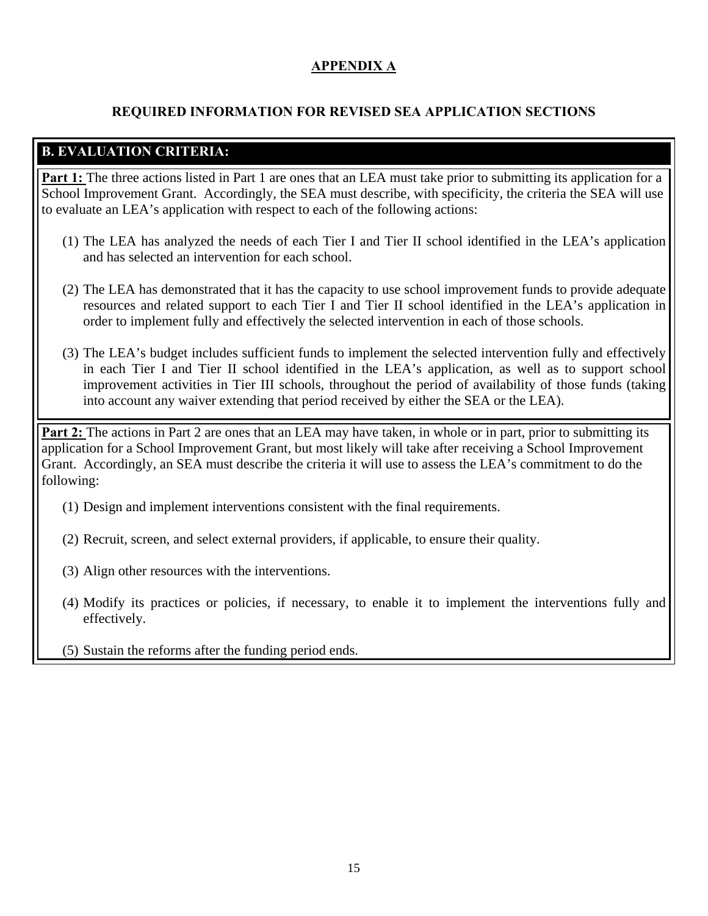# APPENDIX A

## REQUIRED INFORMATION FOR REVISED SEA APPLICATION SECTIONS

### B. EVALUATION CRITERIA:

**Part 1:** The three actions listed in Part 1 are ones that an LEA must take prior to submitting its application for a School Improvement Grant. Accordingly, the SEA must describe, with specificity, the criteria the SEA will use to evaluate an LEA's application with respect to each of the following actions:

(1) The LEA has analyzed the needs of each Tier I and Tier II school identified in the LEA's application and has selected an intervention for each school.

(2) The LEA has demonstrated that it has the capacity to use school improvement funds to provide adequate resources and related support to each Tier I and Tier II school identified in the LEA's application in order to implement fully and effectively the selected intervention in each of those schools.

(3) The LEA's budget includes sufficient funds to implement the selected intervention fully and effectively in each Tier I and Tier II school identified in the LEA's application, as well as to support school improvement activities in Tier III schools, throughout the period of availability of those funds (taking into account any waiver extending that period received by either the SEA or the LEA).

**Part 2:** The actions in Part 2 are ones that an LEA may have taken, in whole or in part, prior to submitting its application for a School Improvement Grant, but most likely will take after receiving a School Improvement Grant. Accordingly, an SEA must describe the criteria it will use to assess the LEA's commitment to do the following:

(1) Design and implement interventions consistent with the final requirements.

(2) Recruit, screen, and select external providers, if applicable, to ensure their quality.

(3) Align other resources with the interventions.

(4) Modify its practices or policies, if necessary, to enable it to implement the interventions fully and effectively.

(5) Sustain the reforms after the funding period ends.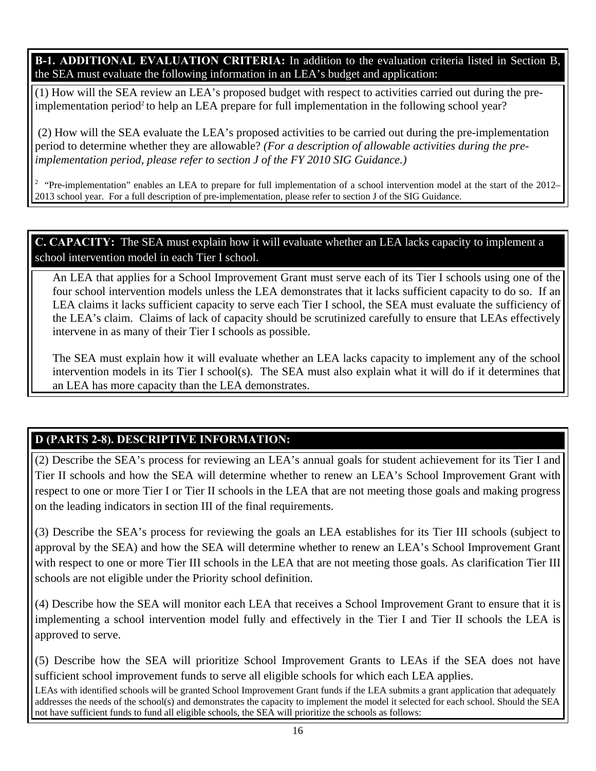**B-1. ADDITIONAL EVALUATION CRITERIA:** In addition to the evaluation criteria listed in Section B, the SEA must evaluate the following information in an LEA's budget and application:

(1) How will the SEA review an LEA's proposed budget with respect to activities carried out during the pre-implementation period[2] to help an LEA prepare for full implementation in the following school year?

(2) How will the SEA evaluate the LEA's proposed activities to be carried out during the pre-implementation period to determine whether they are allowable? *(For a description of allowable activities during the pre-implementation period, please refer to section J of the FY 2010 SIG Guidance.)*

[2] "Pre-implementation" enables an LEA to prepare for full implementation of a school intervention model at the start of the 2012–2013 school year. For a full description of pre-implementation, please refer to section J of the SIG Guidance.

**C. CAPACITY:** The SEA must explain how it will evaluate whether an LEA lacks capacity to implement a school intervention model in each Tier I school.

An LEA that applies for a School Improvement Grant must serve each of its Tier I schools using one of the four school intervention models unless the LEA demonstrates that it lacks sufficient capacity to do so. If an LEA claims it lacks sufficient capacity to serve each Tier I school, the SEA must evaluate the sufficiency of the LEA's claim. Claims of lack of capacity should be scrutinized carefully to ensure that LEAs effectively intervene in as many of their Tier I schools as possible.

The SEA must explain how it will evaluate whether an LEA lacks capacity to implement any of the school intervention models in its Tier I school(s). The SEA must also explain what it will do if it determines that an LEA has more capacity than the LEA demonstrates.

**D (PARTS 2-8). DESCRIPTIVE INFORMATION:**

(2) Describe the SEA's process for reviewing an LEA's annual goals for student achievement for its Tier I and Tier II schools and how the SEA will determine whether to renew an LEA's School Improvement Grant with respect to one or more Tier I or Tier II schools in the LEA that are not meeting those goals and making progress on the leading indicators in section III of the final requirements.

(3) Describe the SEA's process for reviewing the goals an LEA establishes for its Tier III schools (subject to approval by the SEA) and how the SEA will determine whether to renew an LEA's School Improvement Grant with respect to one or more Tier III schools in the LEA that are not meeting those goals. As clarification Tier III schools are not eligible under the Priority school definition.

(4) Describe how the SEA will monitor each LEA that receives a School Improvement Grant to ensure that it is implementing a school intervention model fully and effectively in the Tier I and Tier II schools the LEA is approved to serve.

(5) Describe how the SEA will prioritize School Improvement Grants to LEAs if the SEA does not have sufficient school improvement funds to serve all eligible schools for which each LEA applies.

LEAs with identified schools will be granted School Improvement Grant funds if the LEA submits a grant application that adequately addresses the needs of the school(s) and demonstrates the capacity to implement the model it selected for each school. Should the SEA not have sufficient funds to fund all eligible schools, the SEA will prioritize the schools as follows: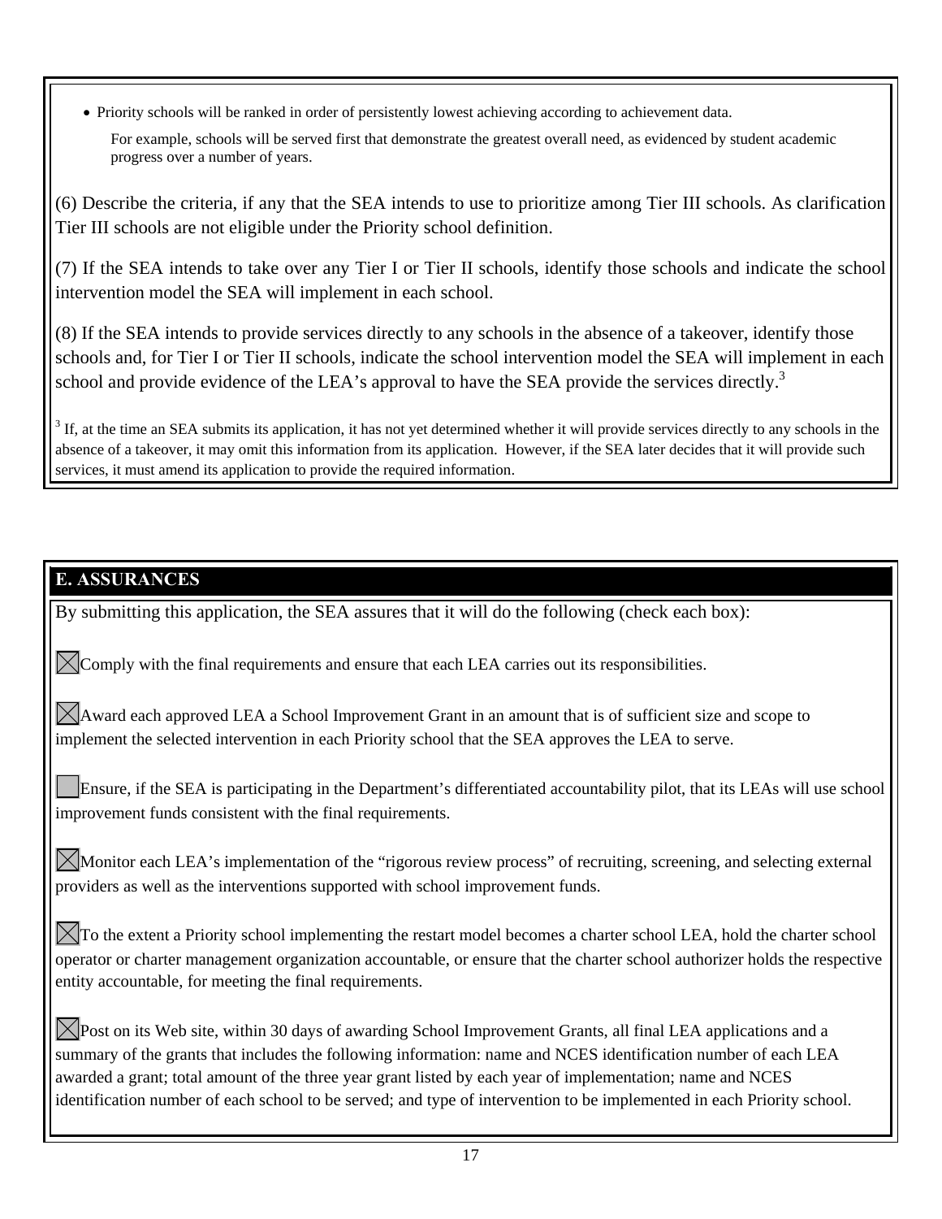- Priority schools will be ranked in order of persistently lowest achieving according to achievement data.

  For example, schools will be served first that demonstrate the greatest overall need, as evidenced by student academic progress over a number of years.

(6) Describe the criteria, if any that the SEA intends to use to prioritize among Tier III schools. As clarification Tier III schools are not eligible under the Priority school definition.

(7) If the SEA intends to take over any Tier I or Tier II schools, identify those schools and indicate the school intervention model the SEA will implement in each school.

(8) If the SEA intends to provide services directly to any schools in the absence of a takeover, identify those schools and, for Tier I or Tier II schools, indicate the school intervention model the SEA will implement in each school and provide evidence of the LEA's approval to have the SEA provide the services directly.[3]

[3] If, at the time an SEA submits its application, it has not yet determined whether it will provide services directly to any schools in the absence of a takeover, it may omit this information from its application. However, if the SEA later decides that it will provide such services, it must amend its application to provide the required information.

## E. ASSURANCES

By submitting this application, the SEA assures that it will do the following (check each box):

- [x] Comply with the final requirements and ensure that each LEA carries out its responsibilities.

- [x] Award each approved LEA a School Improvement Grant in an amount that is of sufficient size and scope to implement the selected intervention in each Priority school that the SEA approves the LEA to serve.

- [ ] Ensure, if the SEA is participating in the Department's differentiated accountability pilot, that its LEAs will use school improvement funds consistent with the final requirements.

- [x] Monitor each LEA's implementation of the "rigorous review process" of recruiting, screening, and selecting external providers as well as the interventions supported with school improvement funds.

- [x] To the extent a Priority school implementing the restart model becomes a charter school LEA, hold the charter school operator or charter management organization accountable, or ensure that the charter school authorizer holds the respective entity accountable, for meeting the final requirements.

- [x] Post on its Web site, within 30 days of awarding School Improvement Grants, all final LEA applications and a summary of the grants that includes the following information: name and NCES identification number of each LEA awarded a grant; total amount of the three year grant listed by each year of implementation; name and NCES identification number of each school to be served; and type of intervention to be implemented in each Priority school.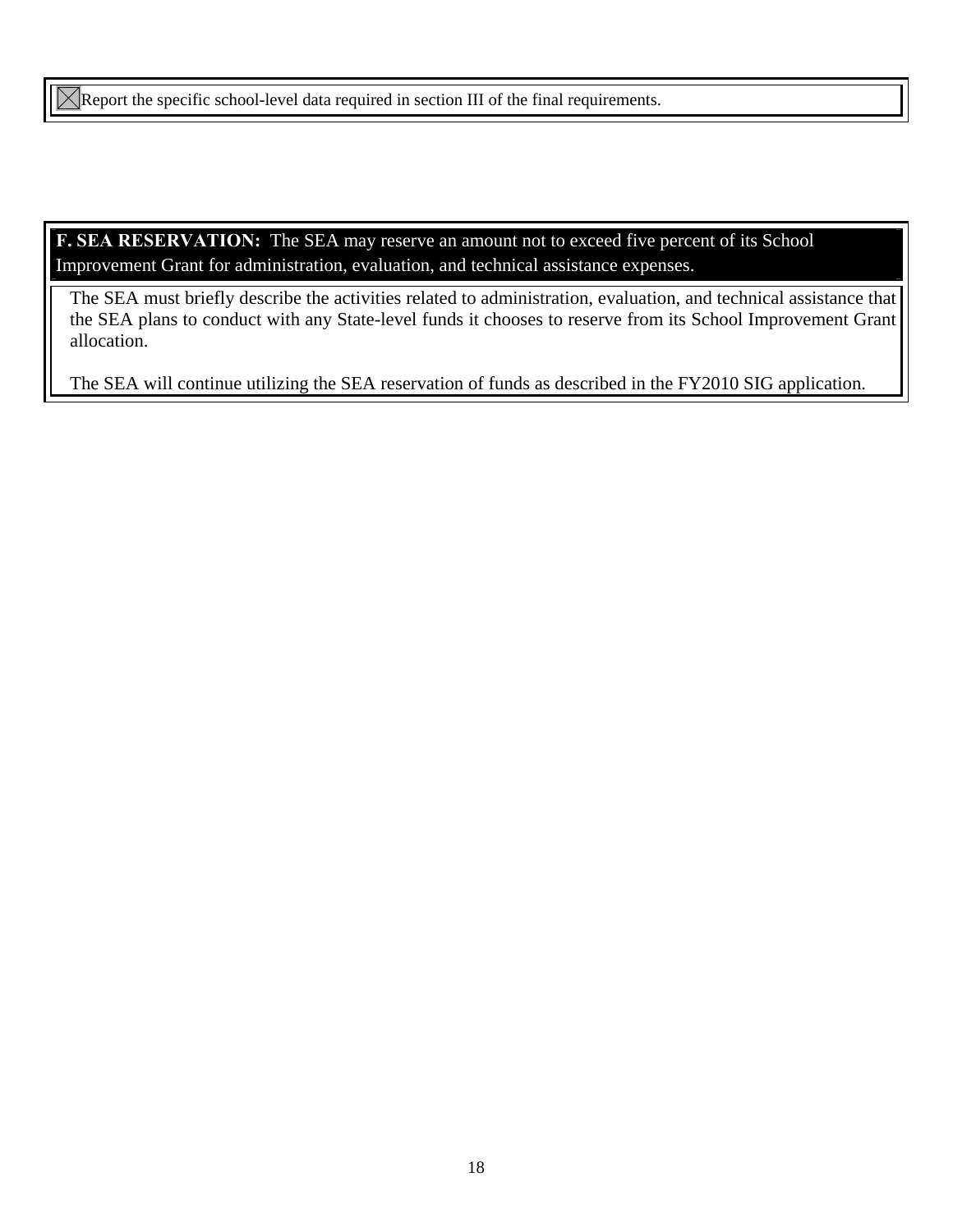☒ Report the specific school-level data required in section III of the final requirements.

**F. SEA RESERVATION:** The SEA may reserve an amount not to exceed five percent of its School Improvement Grant for administration, evaluation, and technical assistance expenses.

The SEA must briefly describe the activities related to administration, evaluation, and technical assistance that the SEA plans to conduct with any State-level funds it chooses to reserve from its School Improvement Grant allocation.

The SEA will continue utilizing the SEA reservation of funds as described in the FY2010 SIG application.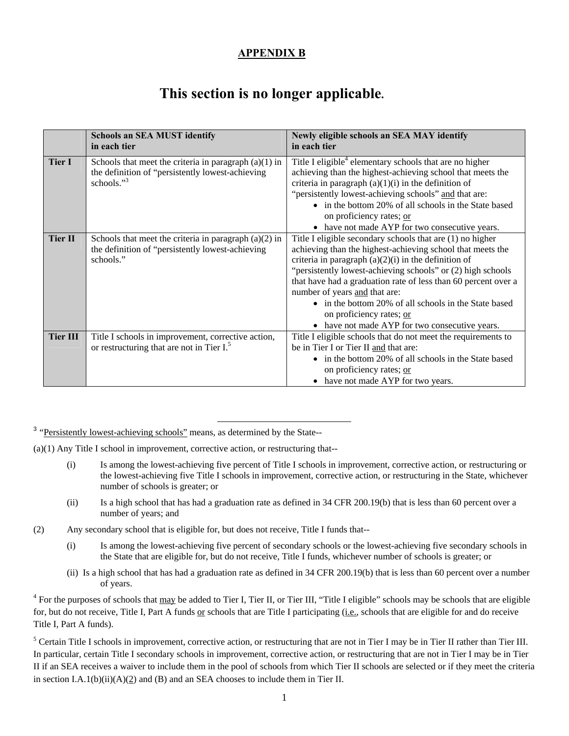## APPENDIX B

# This section is no longer applicable.

| | Schools an SEA MUST identify in each tier | Newly eligible schools an SEA MAY identify in each tier |
|---|---|---|
| **Tier I** | Schools that meet the criteria in paragraph (a)(1) in the definition of "persistently lowest-achieving schools."[3] | Title I eligible[4] elementary schools that are no higher achieving than the highest-achieving school that meets the criteria in paragraph (a)(1)(i) in the definition of "persistently lowest-achieving schools" and that are: <br>• in the bottom 20% of all schools in the State based on proficiency rates; or <br>• have not made AYP for two consecutive years. |
| **Tier II** | Schools that meet the criteria in paragraph (a)(2) in the definition of "persistently lowest-achieving schools." | Title I eligible secondary schools that are (1) no higher achieving than the highest-achieving school that meets the criteria in paragraph (a)(2)(i) in the definition of "persistently lowest-achieving schools" or (2) high schools that have had a graduation rate of less than 60 percent over a number of years and that are: <br>• in the bottom 20% of all schools in the State based on proficiency rates; or <br>• have not made AYP for two consecutive years. |
| **Tier III** | Title I schools in improvement, corrective action, or restructuring that are not in Tier I.[5] | Title I eligible schools that do not meet the requirements to be in Tier I or Tier II and that are: <br>• in the bottom 20% of all schools in the State based on proficiency rates; or <br>• have not made AYP for two years. |

---

[3] "Persistently lowest-achieving schools" means, as determined by the State--

(a)(1) Any Title I school in improvement, corrective action, or restructuring that--

(i) Is among the lowest-achieving five percent of Title I schools in improvement, corrective action, or restructuring or the lowest-achieving five Title I schools in improvement, corrective action, or restructuring in the State, whichever number of schools is greater; or

(ii) Is a high school that has had a graduation rate as defined in 34 CFR 200.19(b) that is less than 60 percent over a number of years; and

(2) Any secondary school that is eligible for, but does not receive, Title I funds that--

(i) Is among the lowest-achieving five percent of secondary schools or the lowest-achieving five secondary schools in the State that are eligible for, but do not receive, Title I funds, whichever number of schools is greater; or

(ii) Is a high school that has had a graduation rate as defined in 34 CFR 200.19(b) that is less than 60 percent over a number of years.

[4] For the purposes of schools that may be added to Tier I, Tier II, or Tier III, "Title I eligible" schools may be schools that are eligible for, but do not receive, Title I, Part A funds or schools that are Title I participating (i.e., schools that are eligible for and do receive Title I, Part A funds).

[5] Certain Title I schools in improvement, corrective action, or restructuring that are not in Tier I may be in Tier II rather than Tier III. In particular, certain Title I secondary schools in improvement, corrective action, or restructuring that are not in Tier I may be in Tier II if an SEA receives a waiver to include them in the pool of schools from which Tier II schools are selected or if they meet the criteria in section I.A.1(b)(ii)(A)(2) and (B) and an SEA chooses to include them in Tier II.